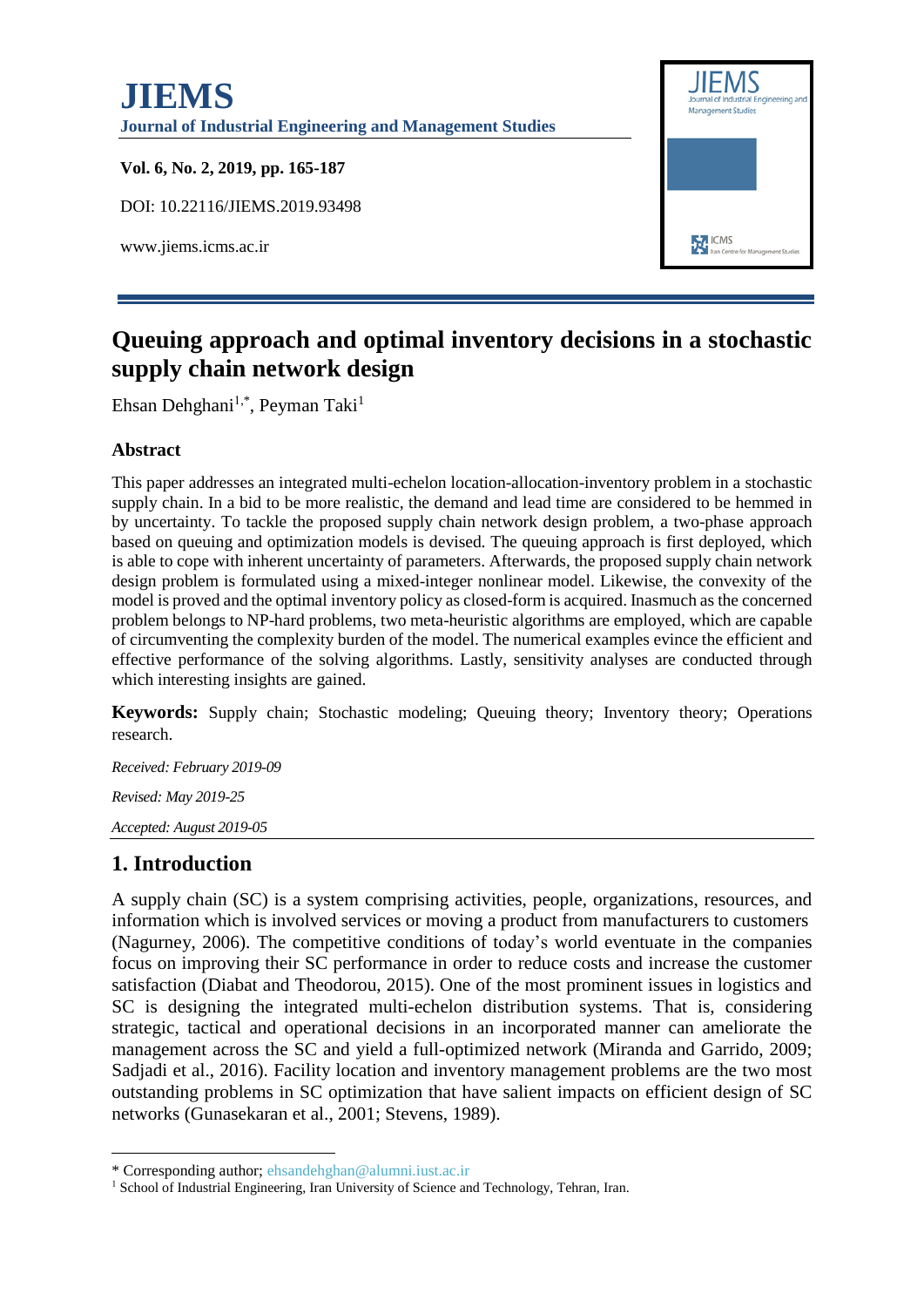# JIEMS

**Journal of Industrial Engineering and Management Studies**

**Vol. 6, No. 2, 2019, pp. 165-187**

DOI: 10.22116/JIEMS.2019.93498

www.jiems.icms.ac.ir

# Queuing approach and optimal inventory decisions in a stochastic supply chain network design

Ehsan Dehghani[1,*], Peyman Taki[1]

## Abstract

This paper addresses an integrated multi-echelon location-allocation-inventory problem in a stochastic supply chain. In a bid to be more realistic, the demand and lead time are considered to be hemmed in by uncertainty. To tackle the proposed supply chain network design problem, a two-phase approach based on queuing and optimization models is devised. The queuing approach is first deployed, which is able to cope with inherent uncertainty of parameters. Afterwards, the proposed supply chain network design problem is formulated using a mixed-integer nonlinear model. Likewise, the convexity of the model is proved and the optimal inventory policy as closed-form is acquired. Inasmuch as the concerned problem belongs to NP-hard problems, two meta-heuristic algorithms are employed, which are capable of circumventing the complexity burden of the model. The numerical examples evince the efficient and effective performance of the solving algorithms. Lastly, sensitivity analyses are conducted through which interesting insights are gained.

**Keywords:** Supply chain; Stochastic modeling; Queuing theory; Inventory theory; Operations research.

*Received: February 2019-09*

*Revised: May 2019-25*

*Accepted: August 2019-05*

## 1. Introduction

A supply chain (SC) is a system comprising activities, people, organizations, resources, and information which is involved services or moving a product from manufacturers to customers (Nagurney, 2006). The competitive conditions of today's world eventuate in the companies focus on improving their SC performance in order to reduce costs and increase the customer satisfaction (Diabat and Theodorou, 2015). One of the most prominent issues in logistics and SC is designing the integrated multi-echelon distribution systems. That is, considering strategic, tactical and operational decisions in an incorporated manner can ameliorate the management across the SC and yield a full-optimized network (Miranda and Garrido, 2009; Sadjadi et al., 2016). Facility location and inventory management problems are the two most outstanding problems in SC optimization that have salient impacts on efficient design of SC networks (Gunasekaran et al., 2001; Stevens, 1989).

---

* Corresponding author; ehsandehghan@alumni.iust.ac.ir

[1] School of Industrial Engineering, Iran University of Science and Technology, Tehran, Iran.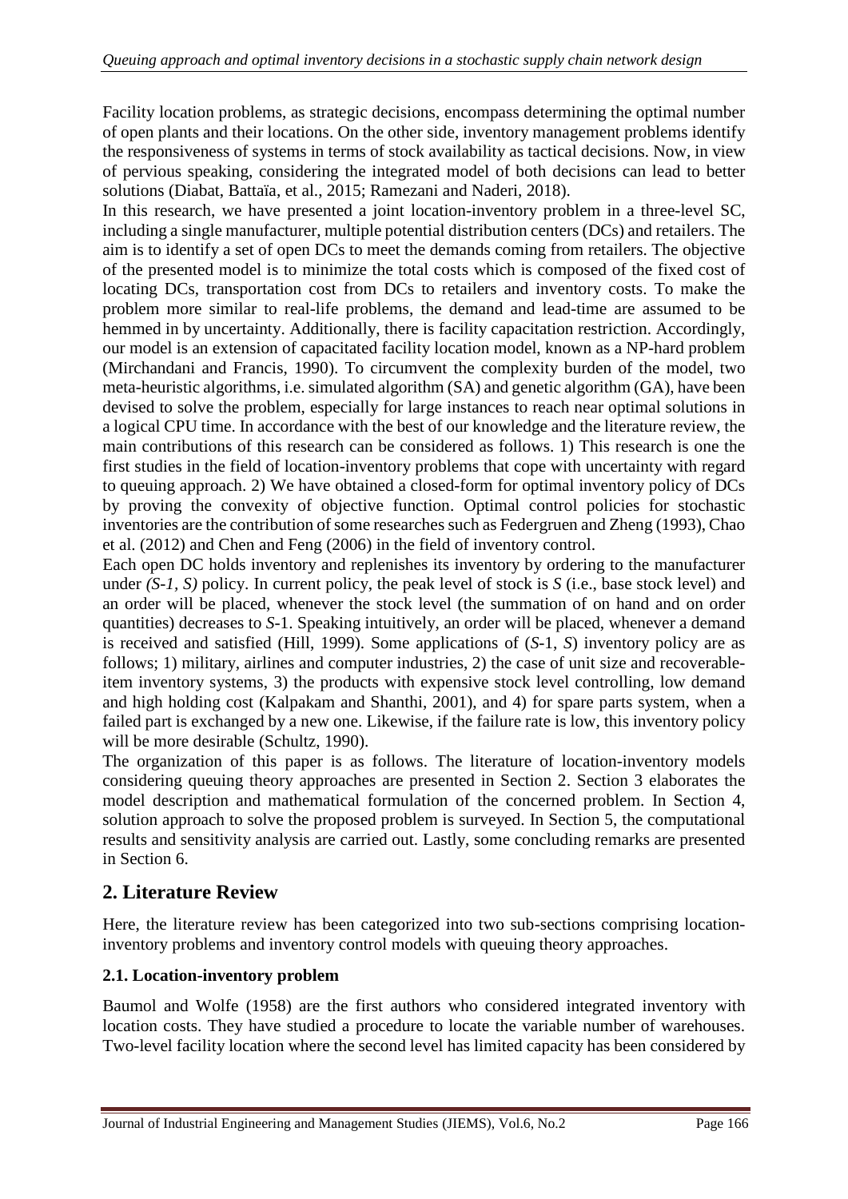Facility location problems, as strategic decisions, encompass determining the optimal number of open plants and their locations. On the other side, inventory management problems identify the responsiveness of systems in terms of stock availability as tactical decisions. Now, in view of pervious speaking, considering the integrated model of both decisions can lead to better solutions (Diabat, Battaïa, et al., 2015; Ramezani and Naderi, 2018).

In this research, we have presented a joint location-inventory problem in a three-level SC, including a single manufacturer, multiple potential distribution centers (DCs) and retailers. The aim is to identify a set of open DCs to meet the demands coming from retailers. The objective of the presented model is to minimize the total costs which is composed of the fixed cost of locating DCs, transportation cost from DCs to retailers and inventory costs. To make the problem more similar to real-life problems, the demand and lead-time are assumed to be hemmed in by uncertainty. Additionally, there is facility capacitation restriction. Accordingly, our model is an extension of capacitated facility location model, known as a NP-hard problem (Mirchandani and Francis, 1990). To circumvent the complexity burden of the model, two meta-heuristic algorithms, i.e. simulated algorithm (SA) and genetic algorithm (GA), have been devised to solve the problem, especially for large instances to reach near optimal solutions in a logical CPU time. In accordance with the best of our knowledge and the literature review, the main contributions of this research can be considered as follows. 1) This research is one the first studies in the field of location-inventory problems that cope with uncertainty with regard to queuing approach. 2) We have obtained a closed-form for optimal inventory policy of DCs by proving the convexity of objective function. Optimal control policies for stochastic inventories are the contribution of some researches such as Federgruen and Zheng (1993), Chao et al. (2012) and Chen and Feng (2006) in the field of inventory control.

Each open DC holds inventory and replenishes its inventory by ordering to the manufacturer under *(S-1, S)* policy. In current policy, the peak level of stock is *S* (i.e., base stock level) and an order will be placed, whenever the stock level (the summation of on hand and on order quantities) decreases to *S*-1. Speaking intuitively, an order will be placed, whenever a demand is received and satisfied (Hill, 1999). Some applications of (*S*-1, *S*) inventory policy are as follows; 1) military, airlines and computer industries, 2) the case of unit size and recoverable-item inventory systems, 3) the products with expensive stock level controlling, low demand and high holding cost (Kalpakam and Shanthi, 2001), and 4) for spare parts system, when a failed part is exchanged by a new one. Likewise, if the failure rate is low, this inventory policy will be more desirable (Schultz, 1990).

The organization of this paper is as follows. The literature of location-inventory models considering queuing theory approaches are presented in Section 2. Section 3 elaborates the model description and mathematical formulation of the concerned problem. In Section 4, solution approach to solve the proposed problem is surveyed. In Section 5, the computational results and sensitivity analysis are carried out. Lastly, some concluding remarks are presented in Section 6.

## 2. Literature Review

Here, the literature review has been categorized into two sub-sections comprising location-inventory problems and inventory control models with queuing theory approaches.

### 2.1. Location-inventory problem

Baumol and Wolfe (1958) are the first authors who considered integrated inventory with location costs. They have studied a procedure to locate the variable number of warehouses. Two-level facility location where the second level has limited capacity has been considered by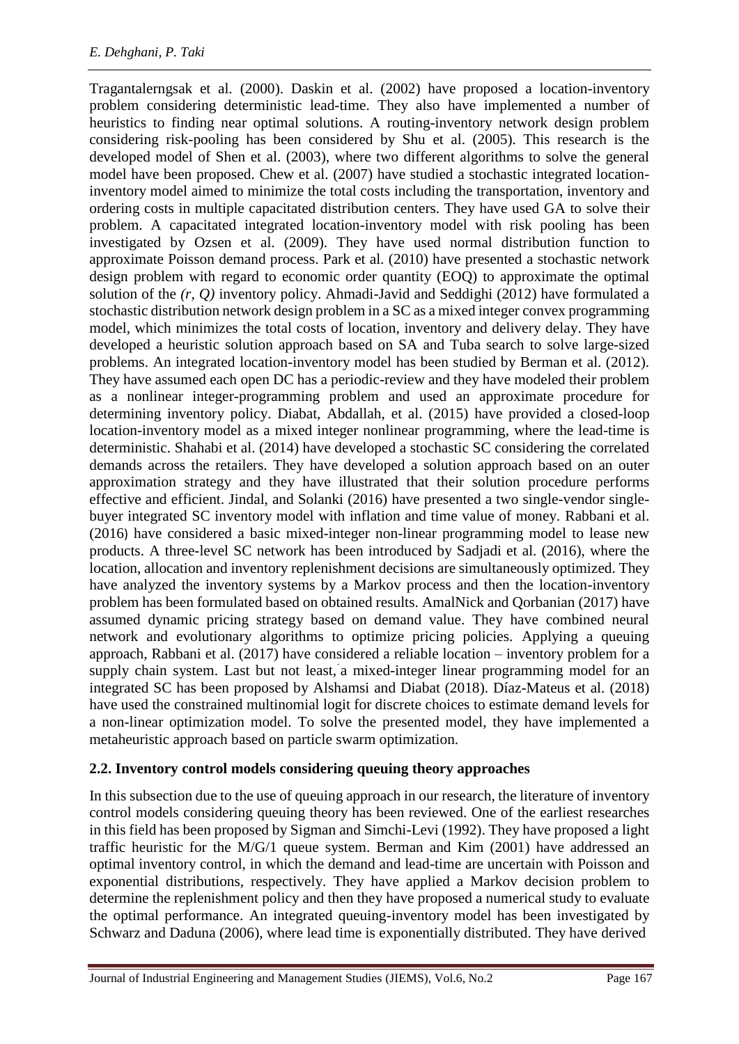Tragantalerngsak et al. (2000). Daskin et al. (2002) have proposed a location-inventory problem considering deterministic lead-time. They also have implemented a number of heuristics to finding near optimal solutions. A routing-inventory network design problem considering risk-pooling has been considered by Shu et al. (2005). This research is the developed model of Shen et al. (2003), where two different algorithms to solve the general model have been proposed. Chew et al. (2007) have studied a stochastic integrated location-inventory model aimed to minimize the total costs including the transportation, inventory and ordering costs in multiple capacitated distribution centers. They have used GA to solve their problem. A capacitated integrated location-inventory model with risk pooling has been investigated by Ozsen et al. (2009). They have used normal distribution function to approximate Poisson demand process. Park et al. (2010) have presented a stochastic network design problem with regard to economic order quantity (EOQ) to approximate the optimal solution of the *(r, Q)* inventory policy. Ahmadi-Javid and Seddighi (2012) have formulated a stochastic distribution network design problem in a SC as a mixed integer convex programming model, which minimizes the total costs of location, inventory and delivery delay. They have developed a heuristic solution approach based on SA and Tuba search to solve large-sized problems. An integrated location-inventory model has been studied by Berman et al. (2012). They have assumed each open DC has a periodic-review and they have modeled their problem as a nonlinear integer-programming problem and used an approximate procedure for determining inventory policy. Diabat, Abdallah, et al. (2015) have provided a closed-loop location-inventory model as a mixed integer nonlinear programming, where the lead-time is deterministic. Shahabi et al. (2014) have developed a stochastic SC considering the correlated demands across the retailers. They have developed a solution approach based on an outer approximation strategy and they have illustrated that their solution procedure performs effective and efficient. Jindal, and Solanki (2016) have presented a two single-vendor single-buyer integrated SC inventory model with inflation and time value of money. Rabbani et al. (2016) have considered a basic mixed-integer non-linear programming model to lease new products. A three-level SC network has been introduced by Sadjadi et al. (2016), where the location, allocation and inventory replenishment decisions are simultaneously optimized. They have analyzed the inventory systems by a Markov process and then the location-inventory problem has been formulated based on obtained results. AmalNick and Qorbanian (2017) have assumed dynamic pricing strategy based on demand value. They have combined neural network and evolutionary algorithms to optimize pricing policies. Applying a queuing approach, Rabbani et al. (2017) have considered a reliable location – inventory problem for a supply chain system. Last but not least, a mixed-integer linear programming model for an integrated SC has been proposed by Alshamsi and Diabat (2018). Díaz-Mateus et al. (2018) have used the constrained multinomial logit for discrete choices to estimate demand levels for a non-linear optimization model. To solve the presented model, they have implemented a metaheuristic approach based on particle swarm optimization.

## 2.2. Inventory control models considering queuing theory approaches

In this subsection due to the use of queuing approach in our research, the literature of inventory control models considering queuing theory has been reviewed. One of the earliest researches in this field has been proposed by Sigman and Simchi-Levi (1992). They have proposed a light traffic heuristic for the M/G/1 queue system. Berman and Kim (2001) have addressed an optimal inventory control, in which the demand and lead-time are uncertain with Poisson and exponential distributions, respectively. They have applied a Markov decision problem to determine the replenishment policy and then they have proposed a numerical study to evaluate the optimal performance. An integrated queuing-inventory model has been investigated by Schwarz and Daduna (2006), where lead time is exponentially distributed. They have derived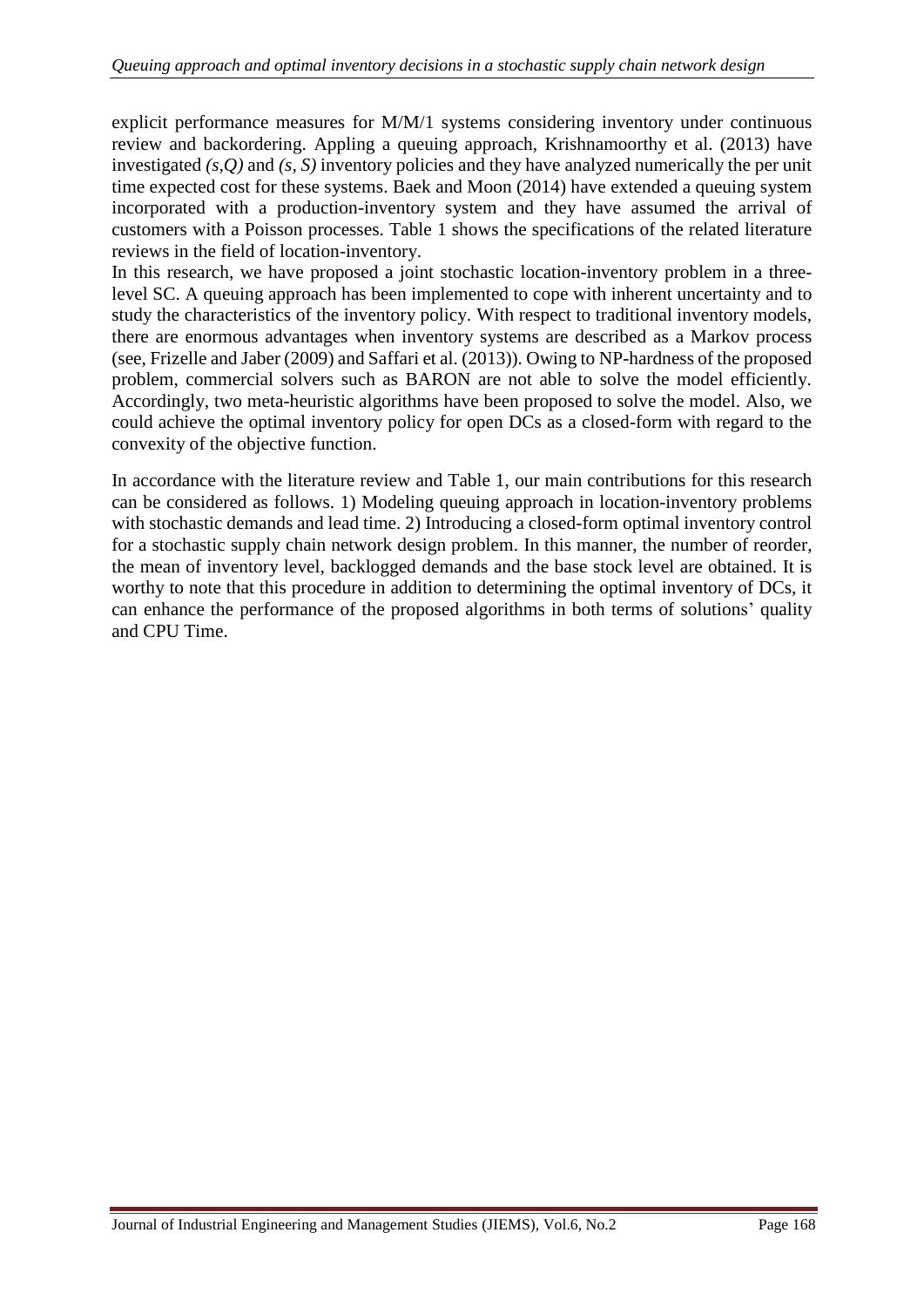explicit performance measures for M/M/1 systems considering inventory under continuous review and backordering. Appling a queuing approach, Krishnamoorthy et al. (2013) have investigated *(s,Q)* and *(s, S)* inventory policies and they have analyzed numerically the per unit time expected cost for these systems. Baek and Moon (2014) have extended a queuing system incorporated with a production-inventory system and they have assumed the arrival of customers with a Poisson processes. Table 1 shows the specifications of the related literature reviews in the field of location-inventory.

In this research, we have proposed a joint stochastic location-inventory problem in a three-level SC. A queuing approach has been implemented to cope with inherent uncertainty and to study the characteristics of the inventory policy. With respect to traditional inventory models, there are enormous advantages when inventory systems are described as a Markov process (see, Frizelle and Jaber (2009) and Saffari et al. (2013)). Owing to NP-hardness of the proposed problem, commercial solvers such as BARON are not able to solve the model efficiently. Accordingly, two meta-heuristic algorithms have been proposed to solve the model. Also, we could achieve the optimal inventory policy for open DCs as a closed-form with regard to the convexity of the objective function.

In accordance with the literature review and Table 1, our main contributions for this research can be considered as follows. 1) Modeling queuing approach in location-inventory problems with stochastic demands and lead time. 2) Introducing a closed-form optimal inventory control for a stochastic supply chain network design problem. In this manner, the number of reorder, the mean of inventory level, backlogged demands and the base stock level are obtained. It is worthy to note that this procedure in addition to determining the optimal inventory of DCs, it can enhance the performance of the proposed algorithms in both terms of solutions' quality and CPU Time.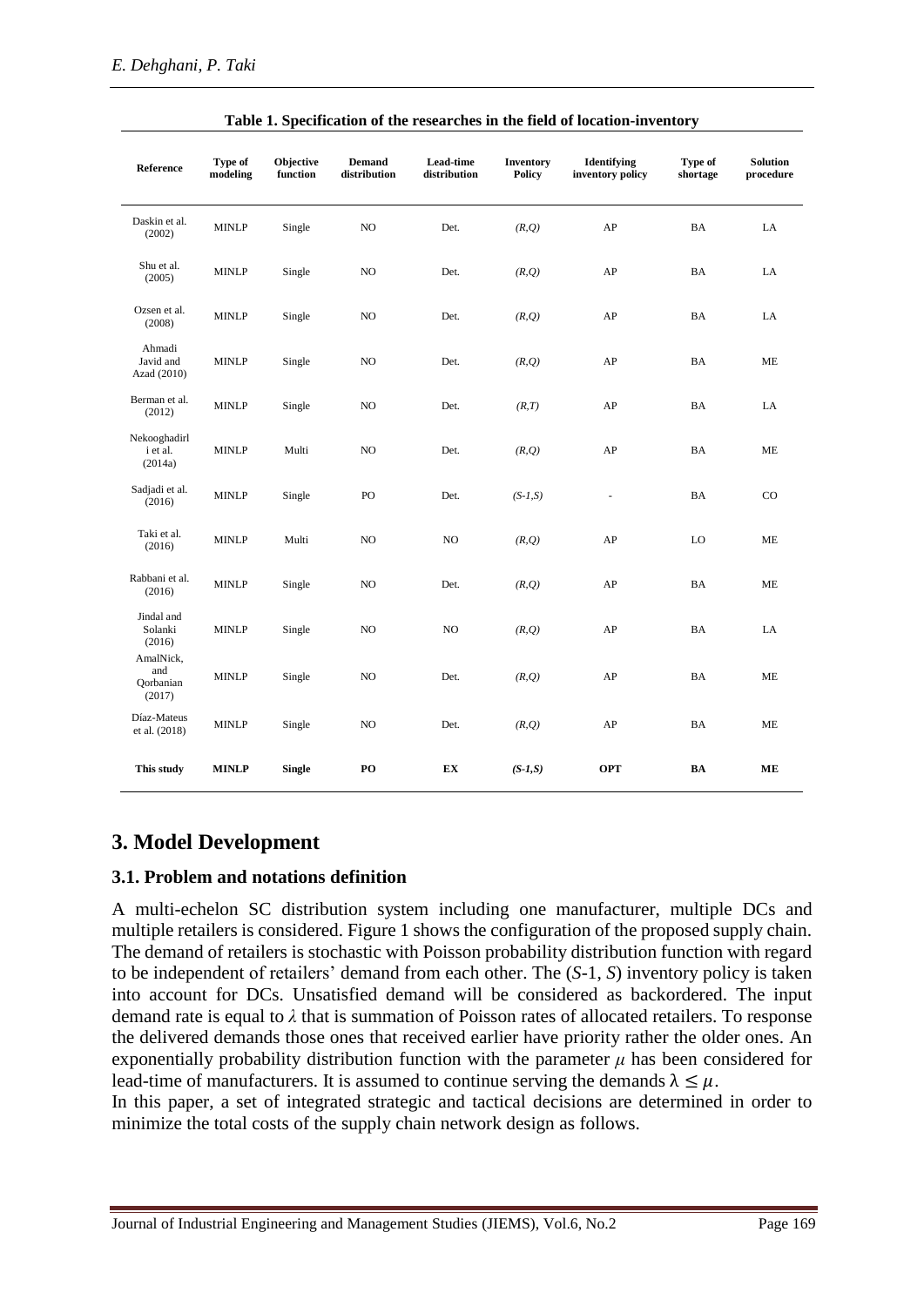**Table 1. Specification of the researches in the field of location-inventory**

| Reference | Type of modeling | Objective function | Demand distribution | Lead-time distribution | Inventory Policy | Identifying inventory policy | Type of shortage | Solution procedure |
|---|---|---|---|---|---|---|---|---|
| Daskin et al. (2002) | MINLP | Single | NO | Det. | *(R,Q)* | AP | BA | LA |
| Shu et al. (2005) | MINLP | Single | NO | Det. | *(R,Q)* | AP | BA | LA |
| Ozsen et al. (2008) | MINLP | Single | NO | Det. | *(R,Q)* | AP | BA | LA |
| Ahmadi Javid and Azad (2010) | MINLP | Single | NO | Det. | *(R,Q)* | AP | BA | ME |
| Berman et al. (2012) | MINLP | Single | NO | Det. | *(R,T)* | AP | BA | LA |
| Nekooghadirli et al. (2014a) | MINLP | Multi | NO | Det. | *(R,Q)* | AP | BA | ME |
| Sadjadi et al. (2016) | MINLP | Single | PO | Det. | *(S-1,S)* | - | BA | CO |
| Taki et al. (2016) | MINLP | Multi | NO | NO | *(R,Q)* | AP | LO | ME |
| Rabbani et al. (2016) | MINLP | Single | NO | Det. | *(R,Q)* | AP | BA | ME |
| Jindal and Solanki (2016) | MINLP | Single | NO | NO | *(R,Q)* | AP | BA | LA |
| AmalNick, and Qorbanian (2017) | MINLP | Single | NO | Det. | *(R,Q)* | AP | BA | ME |
| Díaz-Mateus et al. (2018) | MINLP | Single | NO | Det. | *(R,Q)* | AP | BA | ME |
| **This study** | **MINLP** | **Single** | **PO** | **EX** | ***(S-1,S)*** | **OPT** | **BA** | **ME** |

## 3. Model Development

### 3.1. Problem and notations definition

A multi-echelon SC distribution system including one manufacturer, multiple DCs and multiple retailers is considered. Figure 1 shows the configuration of the proposed supply chain. The demand of retailers is stochastic with Poisson probability distribution function with regard to be independent of retailers' demand from each other. The ($S$-1, $S$) inventory policy is taken into account for DCs. Unsatisfied demand will be considered as backordered. The input demand rate is equal to $\lambda$ that is summation of Poisson rates of allocated retailers. To response the delivered demands those ones that received earlier have priority rather the older ones. An exponentially probability distribution function with the parameter $\mu$ has been considered for lead-time of manufacturers. It is assumed to continue serving the demands $\lambda \leq \mu$.

In this paper, a set of integrated strategic and tactical decisions are determined in order to minimize the total costs of the supply chain network design as follows.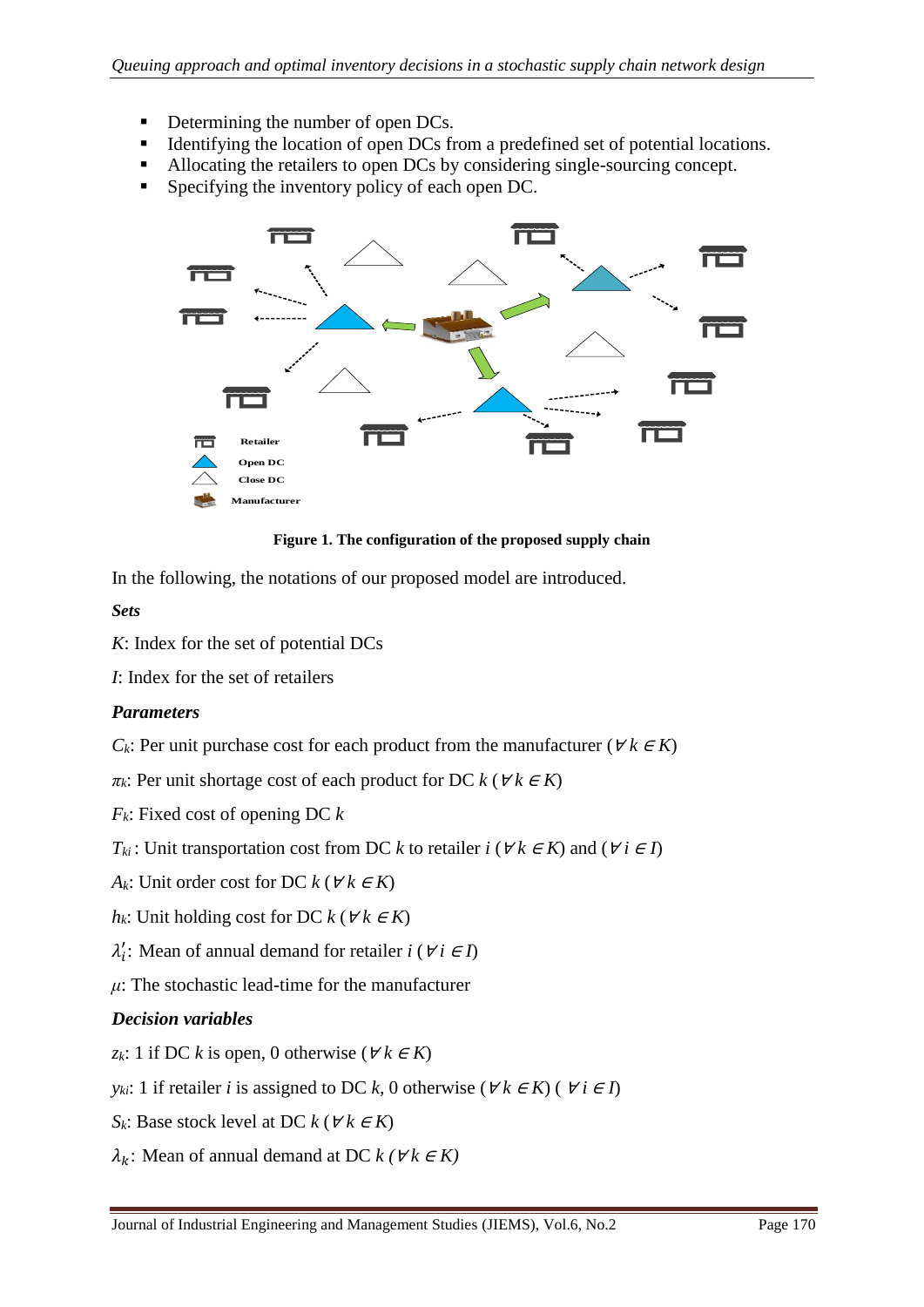- Determining the number of open DCs.
- Identifying the location of open DCs from a predefined set of potential locations.
- Allocating the retailers to open DCs by considering single-sourcing concept.
- Specifying the inventory policy of each open DC.

**Figure 1. The configuration of the proposed supply chain**

In the following, the notations of our proposed model are introduced.

***Sets***

$K$: Index for the set of potential DCs

$I$: Index for the set of retailers

***Parameters***

$C_k$: Per unit purchase cost for each product from the manufacturer ($\forall k \in K$)

$\pi_k$: Per unit shortage cost of each product for DC $k$ ($\forall k \in K$)

$F_k$: Fixed cost of opening DC $k$

$T_{ki}$: Unit transportation cost from DC $k$ to retailer $i$ ($\forall k \in K$) and ($\forall i \in I$)

$A_k$: Unit order cost for DC $k$ ($\forall k \in K$)

$h_k$: Unit holding cost for DC $k$ ($\forall k \in K$)

$\lambda_i'$: Mean of annual demand for retailer $i$ ($\forall i \in I$)

$\mu$: The stochastic lead-time for the manufacturer

***Decision variables***

$z_k$: 1 if DC $k$ is open, 0 otherwise ($\forall k \in K$)

$y_{ki}$: 1 if retailer $i$ is assigned to DC $k$, 0 otherwise ($\forall k \in K$) ( $\forall i \in I$)

$S_k$: Base stock level at DC $k$ ($\forall k \in K$)

$\lambda_k$: Mean of annual demand at DC $k$ ($\forall k \in K$)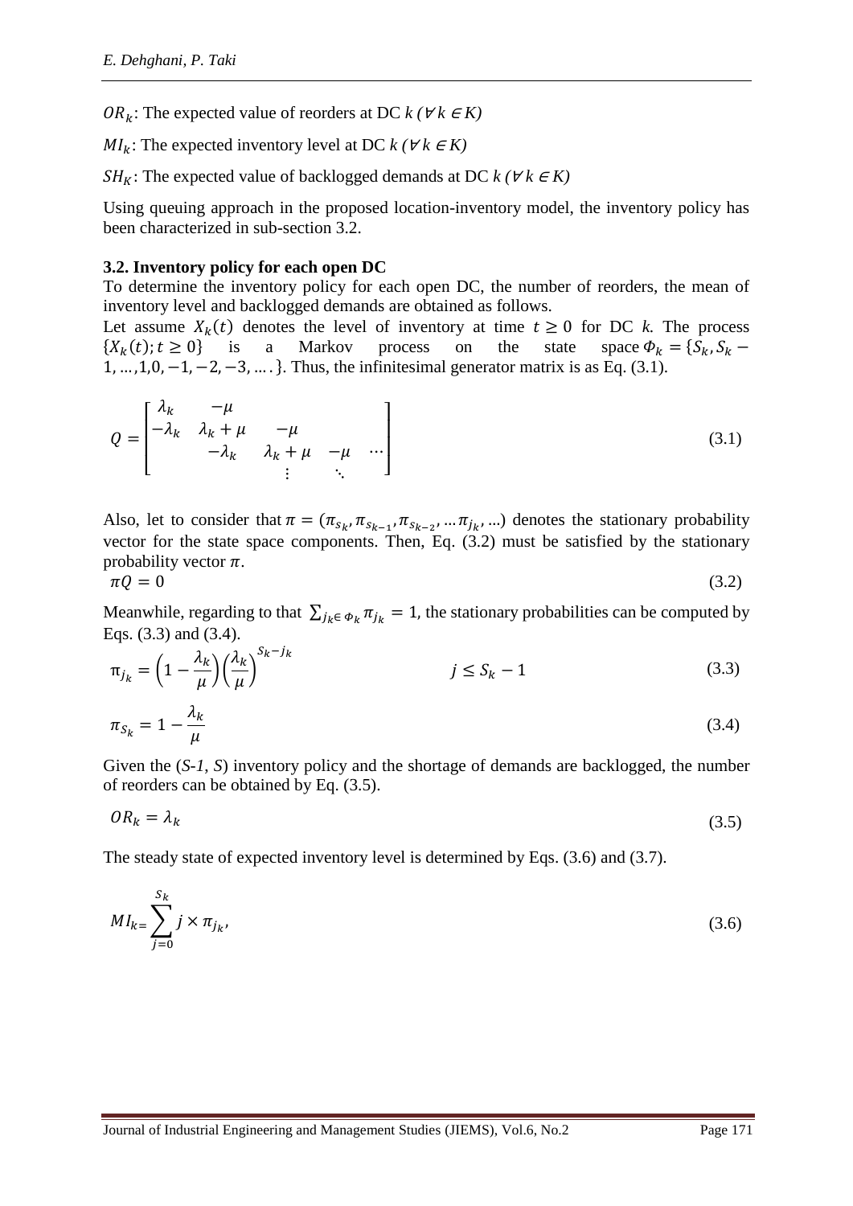$OR_k$: The expected value of reorders at DC *k* ($\forall k \in K$)

$MI_k$: The expected inventory level at DC *k* ($\forall k \in K$)

$SH_K$: The expected value of backlogged demands at DC *k* ($\forall k \in K$)

Using queuing approach in the proposed location-inventory model, the inventory policy has been characterized in sub-section 3.2.

### 3.2. Inventory policy for each open DC

To determine the inventory policy for each open DC, the number of reorders, the mean of inventory level and backlogged demands are obtained as follows.

Let assume $X_k(t)$ denotes the level of inventory at time $t \geq 0$ for DC *k*. The process $\{X_k(t); t \geq 0\}$ is a Markov process on the state space $\Phi_k = \{S_k, S_k - 1, \ldots, 1, 0, -1, -2, -3, \ldots\}$. Thus, the infinitesimal generator matrix is as Eq. (3.1).

$$Q = \begin{bmatrix} \lambda_k & -\mu & & & \\ -\lambda_k & \lambda_k + \mu & -\mu & & \\ & -\lambda_k & \lambda_k + \mu & -\mu & \cdots \\ & & \vdots & \ddots & \end{bmatrix} \tag{3.1}$$

Also, let to consider that $\pi = (\pi_{S_k}, \pi_{S_{k-1}}, \pi_{S_{k-2}}, \ldots \pi_{j_k}, \ldots)$ denotes the stationary probability vector for the state space components. Then, Eq. (3.2) must be satisfied by the stationary probability vector $\pi$.

$$\pi Q = 0 \tag{3.2}$$

Meanwhile, regarding to that $\sum_{j_k \in \Phi_k} \pi_{j_k} = 1$, the stationary probabilities can be computed by Eqs. (3.3) and (3.4).

$$\pi_{j_k} = \left(1 - \frac{\lambda_k}{\mu}\right)\left(\frac{\lambda_k}{\mu}\right)^{S_k - j_k} \qquad j \leq S_k - 1 \tag{3.3}$$

$$\pi_{S_k} = 1 - \frac{\lambda_k}{\mu} \tag{3.4}$$

Given the (*S-1*, *S*) inventory policy and the shortage of demands are backlogged, the number of reorders can be obtained by Eq. (3.5).

$$OR_k = \lambda_k \tag{3.5}$$

The steady state of expected inventory level is determined by Eqs. (3.6) and (3.7).

$$MI_k = \sum_{j=0}^{S_k} j \times \pi_{j_k}, \tag{3.6}$$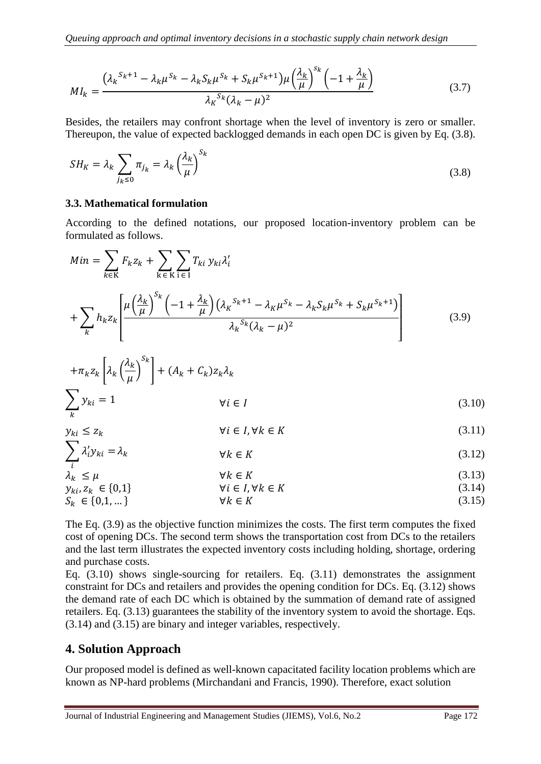$$MI_k = \frac{\left({\lambda_k}^{S_k+1} - \lambda_k \mu^{S_k} - \lambda_k S_k \mu^{S_k} + S_k \mu^{S_k+1}\right) \mu \left(\frac{\lambda_k}{\mu}\right)^{S_k} \left(-1 + \frac{\lambda_k}{\mu}\right)}{{\lambda_K}^{S_k} (\lambda_k - \mu)^2} \tag{3.7}$$

Besides, the retailers may confront shortage when the level of inventory is zero or smaller. Thereupon, the value of expected backlogged demands in each open DC is given by Eq. (3.8).

$$SH_K = \lambda_k \sum_{j_k \leq 0} \pi_{j_k} = \lambda_k \left(\frac{\lambda_k}{\mu}\right)^{S_k} \tag{3.8}$$

### 3.3. Mathematical formulation

According to the defined notations, our proposed location-inventory problem can be formulated as follows.

$$Min = \sum_{k \in K} F_k z_k + \sum_{k \in K} \sum_{i \in I} T_{ki}\, y_{ki} \lambda_i'$$

$$+ \sum_k h_k z_k \left[ \frac{\mu \left(\frac{\lambda_k}{\mu}\right)^{S_k} \left(-1 + \frac{\lambda_k}{\mu}\right) \left({\lambda_K}^{S_k+1} - \lambda_K \mu^{S_k} - \lambda_k S_k \mu^{S_k} + S_k \mu^{S_k+1}\right)}{{\lambda_k}^{S_k} (\lambda_k - \mu)^2} \right] \tag{3.9}$$

$$+ \pi_k z_k \left[ \lambda_k \left(\frac{\lambda_k}{\mu}\right)^{S_k} \right] + (A_k + C_k) z_k \lambda_k$$

$$\sum_k y_{ki} = 1 \qquad \forall i \in I \tag{3.10}$$

$$y_{ki} \leq z_k \qquad \forall i \in I, \forall k \in K \tag{3.11}$$

$$\sum_i \lambda_i' y_{ki} = \lambda_k \qquad \forall k \in K \tag{3.12}$$

$$\lambda_k \leq \mu \qquad \forall k \in K \tag{3.13}$$

$$y_{ki}, z_k \in \{0,1\} \qquad \forall i \in I, \forall k \in K \tag{3.14}$$

$$S_k \in \{0,1,\dots\} \qquad \forall k \in K \tag{3.15}$$

The Eq. (3.9) as the objective function minimizes the costs. The first term computes the fixed cost of opening DCs. The second term shows the transportation cost from DCs to the retailers and the last term illustrates the expected inventory costs including holding, shortage, ordering and purchase costs.

Eq. (3.10) shows single-sourcing for retailers. Eq. (3.11) demonstrates the assignment constraint for DCs and retailers and provides the opening condition for DCs. Eq. (3.12) shows the demand rate of each DC which is obtained by the summation of demand rate of assigned retailers. Eq. (3.13) guarantees the stability of the inventory system to avoid the shortage. Eqs. (3.14) and (3.15) are binary and integer variables, respectively.

## 4. Solution Approach

Our proposed model is defined as well-known capacitated facility location problems which are known as NP-hard problems (Mirchandani and Francis, 1990). Therefore, exact solution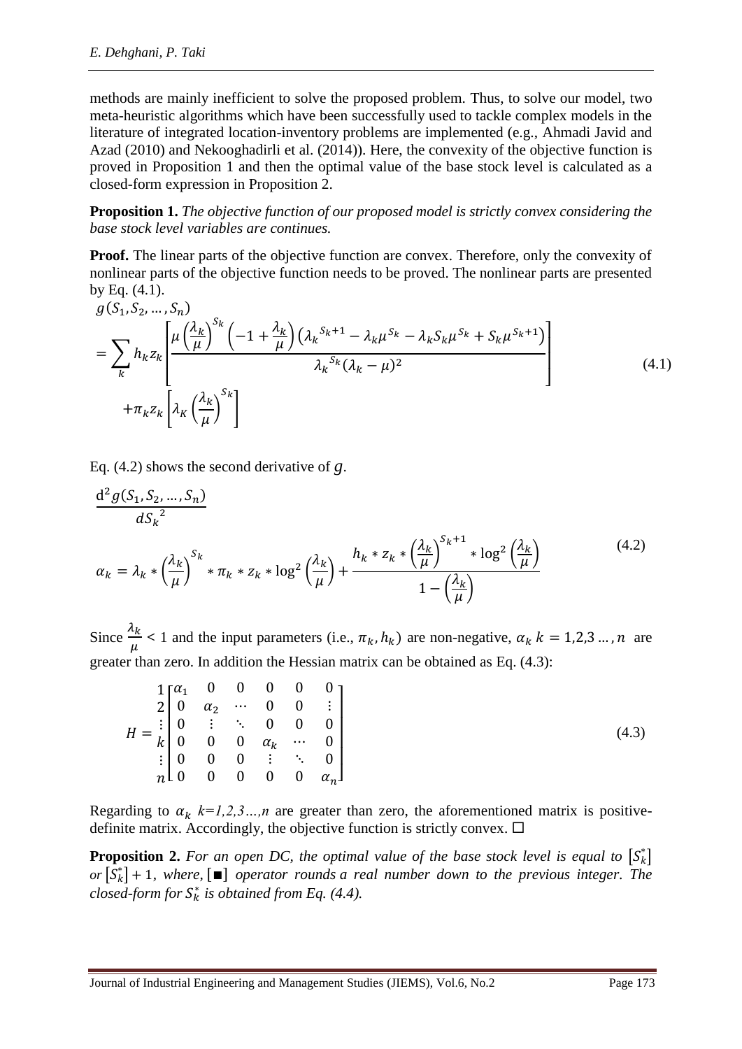methods are mainly inefficient to solve the proposed problem. Thus, to solve our model, two meta-heuristic algorithms which have been successfully used to tackle complex models in the literature of integrated location-inventory problems are implemented (e.g., Ahmadi Javid and Azad (2010) and Nekooghadirli et al. (2014)). Here, the convexity of the objective function is proved in Proposition 1 and then the optimal value of the base stock level is calculated as a closed-form expression in Proposition 2.

**Proposition 1.** *The objective function of our proposed model is strictly convex considering the base stock level variables are continues.*

**Proof.** The linear parts of the objective function are convex. Therefore, only the convexity of nonlinear parts of the objective function needs to be proved. The nonlinear parts are presented by Eq. (4.1).

$$g(S_1, S_2, \ldots, S_n) = \sum_k h_k z_k \left[ \frac{\mu \left(\frac{\lambda_k}{\mu}\right)^{S_k} \left(-1 + \frac{\lambda_k}{\mu}\right) \left({\lambda_k}^{S_k+1} - \lambda_k \mu^{S_k} - \lambda_k S_k \mu^{S_k} + S_k \mu^{S_k+1}\right)}{{\lambda_k}^{S_k} (\lambda_k - \mu)^2} \right] + \pi_k z_k \left[ \lambda_K \left(\frac{\lambda_k}{\mu}\right)^{S_k} \right] \tag{4.1}$$

Eq. (4.2) shows the second derivative of $g$.

$$\frac{\mathrm{d}^2 g(S_1, S_2, \ldots, S_n)}{d{S_k}^2}$$

$$\alpha_k = \lambda_k * \left(\frac{\lambda_k}{\mu}\right)^{S_k} * \pi_k * z_k * \log^2\left(\frac{\lambda_k}{\mu}\right) + \frac{h_k * z_k * \left(\frac{\lambda_k}{\mu}\right)^{S_k+1} * \log^2\left(\frac{\lambda_k}{\mu}\right)}{1 - \left(\frac{\lambda_k}{\mu}\right)} \tag{4.2}$$

Since $\frac{\lambda_k}{\mu} < 1$ and the input parameters (i.e., $\pi_k, h_k$) are non-negative, $\alpha_k$ $k = 1,2,3 \ldots, n$ are greater than zero. In addition the Hessian matrix can be obtained as Eq. (4.3):

$$H = \begin{matrix} 1 \\ 2 \\ \vdots \\ k \\ \vdots \\ n \end{matrix} \begin{bmatrix} \alpha_1 & 0 & 0 & 0 & 0 & 0 \\ 0 & \alpha_2 & \cdots & 0 & 0 & \vdots \\ 0 & \vdots & \ddots & 0 & 0 & 0 \\ 0 & 0 & 0 & \alpha_k & \cdots & 0 \\ 0 & 0 & 0 & \vdots & \ddots & 0 \\ 0 & 0 & 0 & 0 & 0 & \alpha_n \end{bmatrix} \tag{4.3}$$

Regarding to $\alpha_k$ $k=1,2,3\ldots,n$ are greater than zero, the aforementioned matrix is positive-definite matrix. Accordingly, the objective function is strictly convex. ☐

**Proposition 2.** *For an open DC, the optimal value of the base stock level is equal to* $[S_k^*]$ *or* $[S_k^*] + 1$, *where,* $[\blacksquare]$ *operator rounds a real number down to the previous integer. The closed-form for* $S_k^*$ *is obtained from Eq. (4.4).*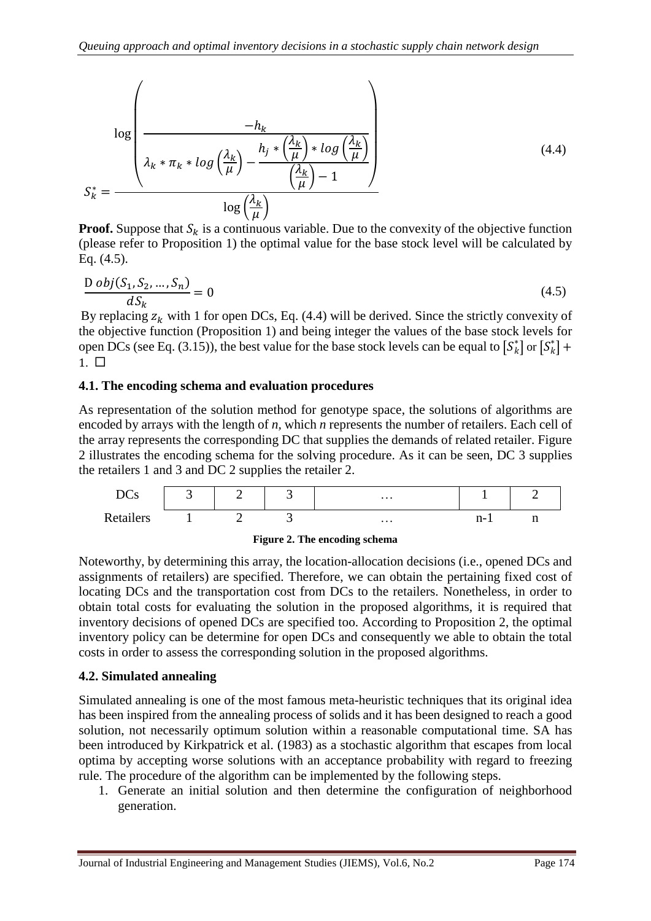$$S_k^* = \frac{\log\left(\frac{-h_k}{\lambda_k * \pi_k * log\left(\frac{\lambda_k}{\mu}\right) - \frac{h_j * \left(\frac{\lambda_k}{\mu}\right) * log\left(\frac{\lambda_k}{\mu}\right)}{\left(\frac{\lambda_k}{\mu}\right) - 1}}\right)}{\log\left(\frac{\lambda_k}{\mu}\right)} \tag{4.4}$$

**Proof.** Suppose that $S_k$ is a continuous variable. Due to the convexity of the objective function (please refer to Proposition 1) the optimal value for the base stock level will be calculated by Eq. (4.5).

$$\frac{\text{D } obj(S_1, S_2, \ldots, S_n)}{dS_k} = 0 \tag{4.5}$$

By replacing $z_k$ with 1 for open DCs, Eq. (4.4) will be derived. Since the strictly convexity of the objective function (Proposition 1) and being integer the values of the base stock levels for open DCs (see Eq. (3.15)), the best value for the base stock levels can be equal to $[S_k^*]$ or $[S_k^*] + 1$. □

## 4.1. The encoding schema and evaluation procedures

As representation of the solution method for genotype space, the solutions of algorithms are encoded by arrays with the length of *n*, which *n* represents the number of retailers. Each cell of the array represents the corresponding DC that supplies the demands of related retailer. Figure 2 illustrates the encoding schema for the solving procedure. As it can be seen, DC 3 supplies the retailers 1 and 3 and DC 2 supplies the retailer 2.

| DCs | 3 | 2 | 3 | … | 1 | 2 |
|---|---|---|---|---|---|---|
| Retailers | 1 | 2 | 3 | … | n-1 | n |

**Figure 2. The encoding schema**

Noteworthy, by determining this array, the location-allocation decisions (i.e., opened DCs and assignments of retailers) are specified. Therefore, we can obtain the pertaining fixed cost of locating DCs and the transportation cost from DCs to the retailers. Nonetheless, in order to obtain total costs for evaluating the solution in the proposed algorithms, it is required that inventory decisions of opened DCs are specified too. According to Proposition 2, the optimal inventory policy can be determine for open DCs and consequently we able to obtain the total costs in order to assess the corresponding solution in the proposed algorithms.

## 4.2. Simulated annealing

Simulated annealing is one of the most famous meta-heuristic techniques that its original idea has been inspired from the annealing process of solids and it has been designed to reach a good solution, not necessarily optimum solution within a reasonable computational time. SA has been introduced by Kirkpatrick et al. (1983) as a stochastic algorithm that escapes from local optima by accepting worse solutions with an acceptance probability with regard to freezing rule. The procedure of the algorithm can be implemented by the following steps.

1. Generate an initial solution and then determine the configuration of neighborhood generation.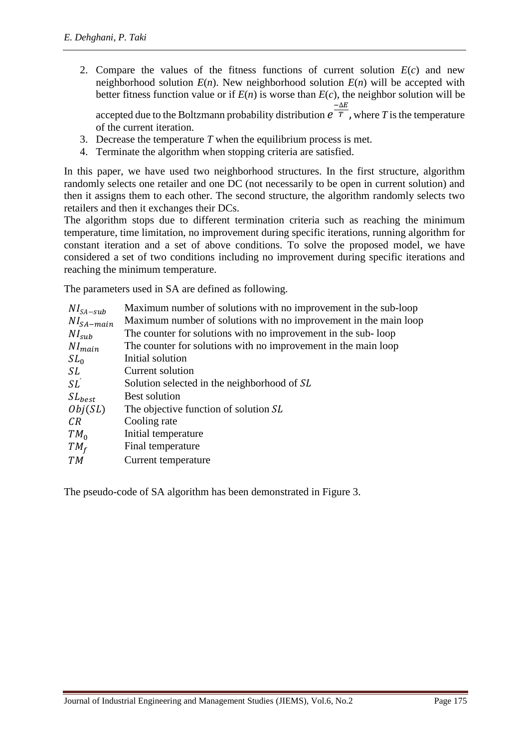2. Compare the values of the fitness functions of current solution $E(c)$ and new neighborhood solution $E(n)$. New neighborhood solution $E(n)$ will be accepted with better fitness function value or if $E(n)$ is worse than $E(c)$, the neighbor solution will be accepted due to the Boltzmann probability distribution $e^{\frac{-\Delta E}{T}}$, where $T$ is the temperature of the current iteration.
3. Decrease the temperature $T$ when the equilibrium process is met.
4. Terminate the algorithm when stopping criteria are satisfied.

In this paper, we have used two neighborhood structures. In the first structure, algorithm randomly selects one retailer and one DC (not necessarily to be open in current solution) and then it assigns them to each other. The second structure, the algorithm randomly selects two retailers and then it exchanges their DCs.

The algorithm stops due to different termination criteria such as reaching the minimum temperature, time limitation, no improvement during specific iterations, running algorithm for constant iteration and a set of above conditions. To solve the proposed model, we have considered a set of two conditions including no improvement during specific iterations and reaching the minimum temperature.

The parameters used in SA are defined as following.

| | |
|---|---|
| $NI_{SA-sub}$ | Maximum number of solutions with no improvement in the sub-loop |
| $NI_{SA-main}$ | Maximum number of solutions with no improvement in the main loop |
| $NI_{sub}$ | The counter for solutions with no improvement in the sub- loop |
| $NI_{main}$ | The counter for solutions with no improvement in the main loop |
| $SL_0$ | Initial solution |
| $SL$ | Current solution |
| $SL'$ | Solution selected in the neighborhood of $SL$ |
| $SL_{best}$ | Best solution |
| $Obj(SL)$ | The objective function of solution $SL$ |
| $CR$ | Cooling rate |
| $TM_0$ | Initial temperature |
| $TM_f$ | Final temperature |
| $TM$ | Current temperature |

The pseudo-code of SA algorithm has been demonstrated in Figure 3.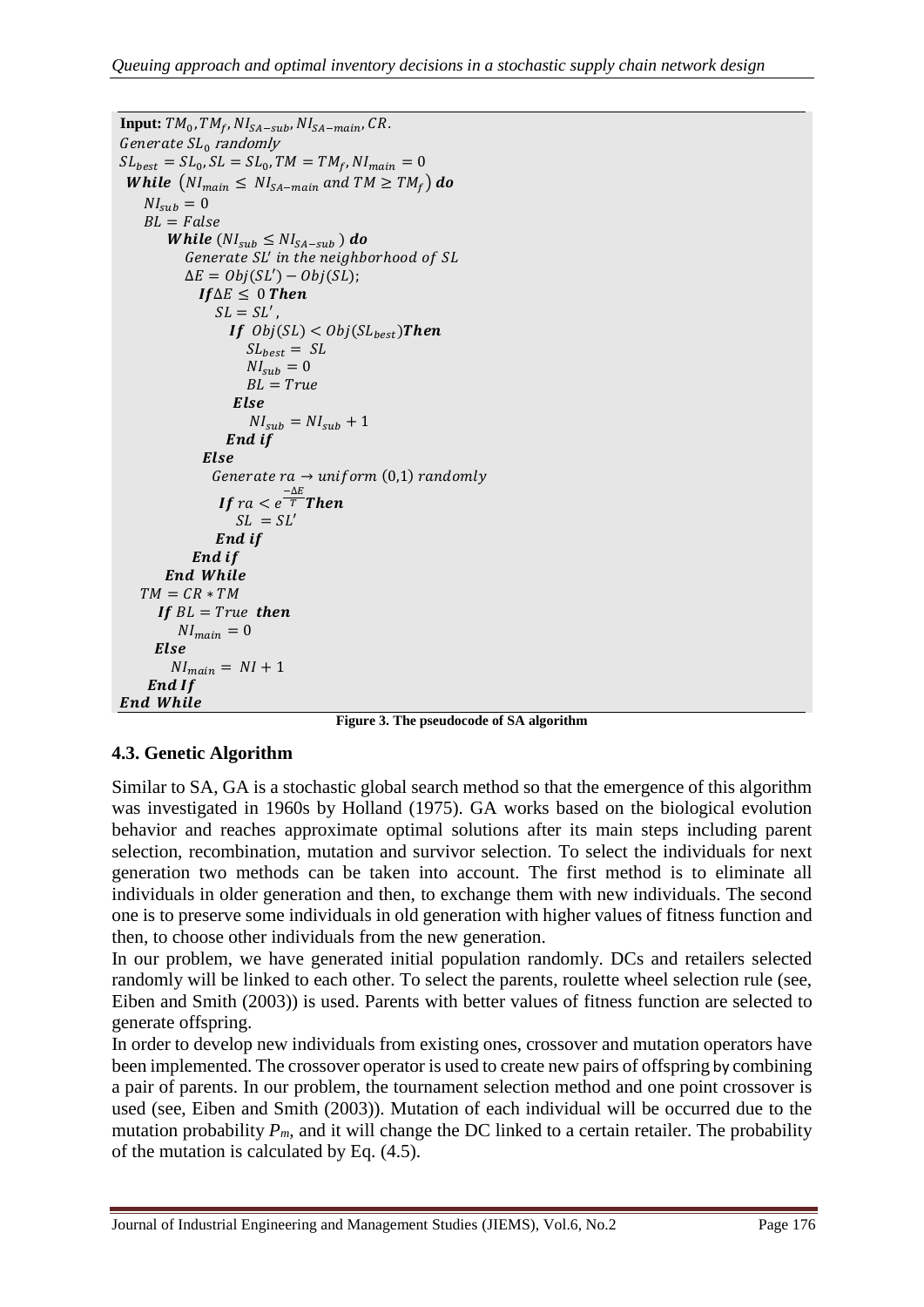```
Input: TM_0, TM_f, NI_{SA-sub}, NI_{SA-main}, CR.
Generate SL_0 randomly
SL_best = SL_0, SL = SL_0, TM = TM_f, NI_main = 0
While (NI_main ≤ NI_{SA-main} and TM ≥ TM_f) do
    NI_sub = 0
    BL = False
        While (NI_sub ≤ NI_{SA-sub}) do
            Generate SL' in the neighborhood of SL
            ΔE = Obj(SL') − Obj(SL);
              If ΔE ≤ 0 Then
                  SL = SL',
                    If Obj(SL) < Obj(SL_best) Then
                        SL_best = SL
                        NI_sub = 0
                        BL = True
                    Else
                        NI_sub = NI_sub + 1
                    End if
              Else
                  Generate ra → uniform (0,1) randomly
                  If ra < e^(−ΔE/T) Then
                      SL = SL'
                  End if
              End if
        End While
    TM = CR * TM
      If BL = True then
          NI_main = 0
      Else
          NI_main = NI + 1
      End If
End While
```

**Figure 3. The pseudocode of SA algorithm**

### 4.3. Genetic Algorithm

Similar to SA, GA is a stochastic global search method so that the emergence of this algorithm was investigated in 1960s by Holland (1975). GA works based on the biological evolution behavior and reaches approximate optimal solutions after its main steps including parent selection, recombination, mutation and survivor selection. To select the individuals for next generation two methods can be taken into account. The first method is to eliminate all individuals in older generation and then, to exchange them with new individuals. The second one is to preserve some individuals in old generation with higher values of fitness function and then, to choose other individuals from the new generation.

In our problem, we have generated initial population randomly. DCs and retailers selected randomly will be linked to each other. To select the parents, roulette wheel selection rule (see, Eiben and Smith (2003)) is used. Parents with better values of fitness function are selected to generate offspring.

In order to develop new individuals from existing ones, crossover and mutation operators have been implemented. The crossover operator is used to create new pairs of offspring by combining a pair of parents. In our problem, the tournament selection method and one point crossover is used (see, Eiben and Smith (2003)). Mutation of each individual will be occurred due to the mutation probability $P_m$, and it will change the DC linked to a certain retailer. The probability of the mutation is calculated by Eq. (4.5).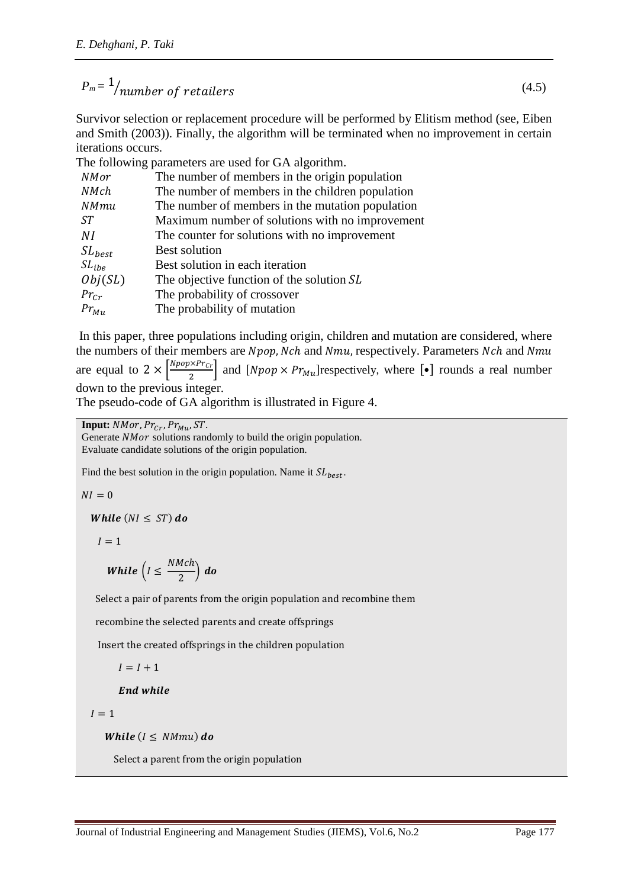$$P_m = {}^{1}/_{number\ of\ retailers} \tag{4.5}$$

Survivor selection or replacement procedure will be performed by Elitism method (see, Eiben and Smith (2003)). Finally, the algorithm will be terminated when no improvement in certain iterations occurs.

The following parameters are used for GA algorithm.

| | |
|---|---|
| $NMor$ | The number of members in the origin population |
| $NMch$ | The number of members in the children population |
| $NMmu$ | The number of members in the mutation population |
| $ST$ | Maximum number of solutions with no improvement |
| $NI$ | The counter for solutions with no improvement |
| $SL_{best}$ | Best solution |
| $SL_{ibe}$ | Best solution in each iteration |
| $Obj(SL)$ | The objective function of the solution $SL$ |
| $Pr_{Cr}$ | The probability of crossover |
| $Pr_{Mu}$ | The probability of mutation |

In this paper, three populations including origin, children and mutation are considered, where the numbers of their members are $Npop$, $Nch$ and $Nmu$, respectively. Parameters $Nch$ and $Nmu$ are equal to $2 \times \left[\frac{Npop \times Pr_{Cr}}{2}\right]$ and $[Npop \times Pr_{Mu}]$respectively, where $[\bullet]$ rounds a real number down to the previous integer.

The pseudo-code of GA algorithm is illustrated in Figure 4.

```
Input: NMor, Pr_Cr, Pr_Mu, ST.
Generate NMor solutions randomly to build the origin population.
Evaluate candidate solutions of the origin population.

Find the best solution in the origin population. Name it SL_best.

NI = 0

  While (NI ≤ ST) do

    I = 1

      While (I ≤ NMch/2) do

     Select a pair of parents from the origin population and recombine them

     recombine the selected parents and create offsprings

      Insert the created offsprings in the children population

          I = I + 1

          End while

    I = 1

      While (I ≤ NMmu) do

        Select a parent from the origin population
```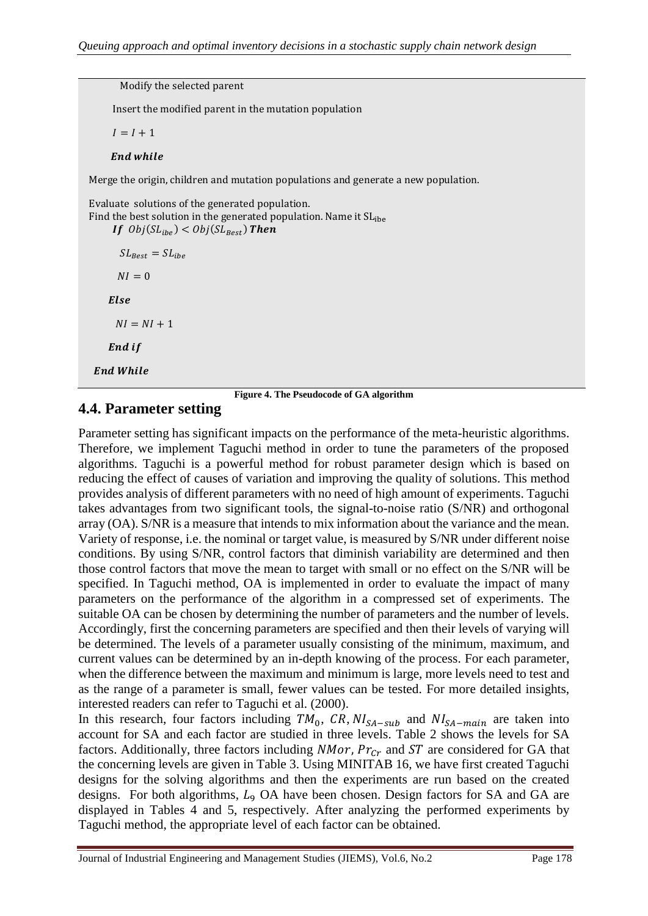```
        Modify the selected parent

        Insert the modified parent in the mutation population

        I = I + 1

    End while

Merge the origin, children and mutation populations and generate a new population.

Evaluate solutions of the generated population.
Find the best solution in the generated population. Name it SL_ibe
    If Obj(SL_ibe) < Obj(SL_Best) Then

        SL_Best = SL_ibe

        NI = 0

    Else

        NI = NI + 1

    End if

End While
```

**Figure 4. The Pseudocode of GA algorithm**

## 4.4. Parameter setting

Parameter setting has significant impacts on the performance of the meta-heuristic algorithms. Therefore, we implement Taguchi method in order to tune the parameters of the proposed algorithms. Taguchi is a powerful method for robust parameter design which is based on reducing the effect of causes of variation and improving the quality of solutions. This method provides analysis of different parameters with no need of high amount of experiments. Taguchi takes advantages from two significant tools, the signal-to-noise ratio (S/NR) and orthogonal array (OA). S/NR is a measure that intends to mix information about the variance and the mean. Variety of response, i.e. the nominal or target value, is measured by S/NR under different noise conditions. By using S/NR, control factors that diminish variability are determined and then those control factors that move the mean to target with small or no effect on the S/NR will be specified. In Taguchi method, OA is implemented in order to evaluate the impact of many parameters on the performance of the algorithm in a compressed set of experiments. The suitable OA can be chosen by determining the number of parameters and the number of levels. Accordingly, first the concerning parameters are specified and then their levels of varying will be determined. The levels of a parameter usually consisting of the minimum, maximum, and current values can be determined by an in-depth knowing of the process. For each parameter, when the difference between the maximum and minimum is large, more levels need to test and as the range of a parameter is small, fewer values can be tested. For more detailed insights, interested readers can refer to Taguchi et al. (2000).

In this research, four factors including $TM_0$, $CR$, $NI_{SA-sub}$ and $NI_{SA-main}$ are taken into account for SA and each factor are studied in three levels. Table 2 shows the levels for SA factors. Additionally, three factors including $NMor$, $Pr_{Cr}$ and $ST$ are considered for GA that the concerning levels are given in Table 3. Using MINITAB 16, we have first created Taguchi designs for the solving algorithms and then the experiments are run based on the created designs. For both algorithms, $L_9$ OA have been chosen. Design factors for SA and GA are displayed in Tables 4 and 5, respectively. After analyzing the performed experiments by Taguchi method, the appropriate level of each factor can be obtained.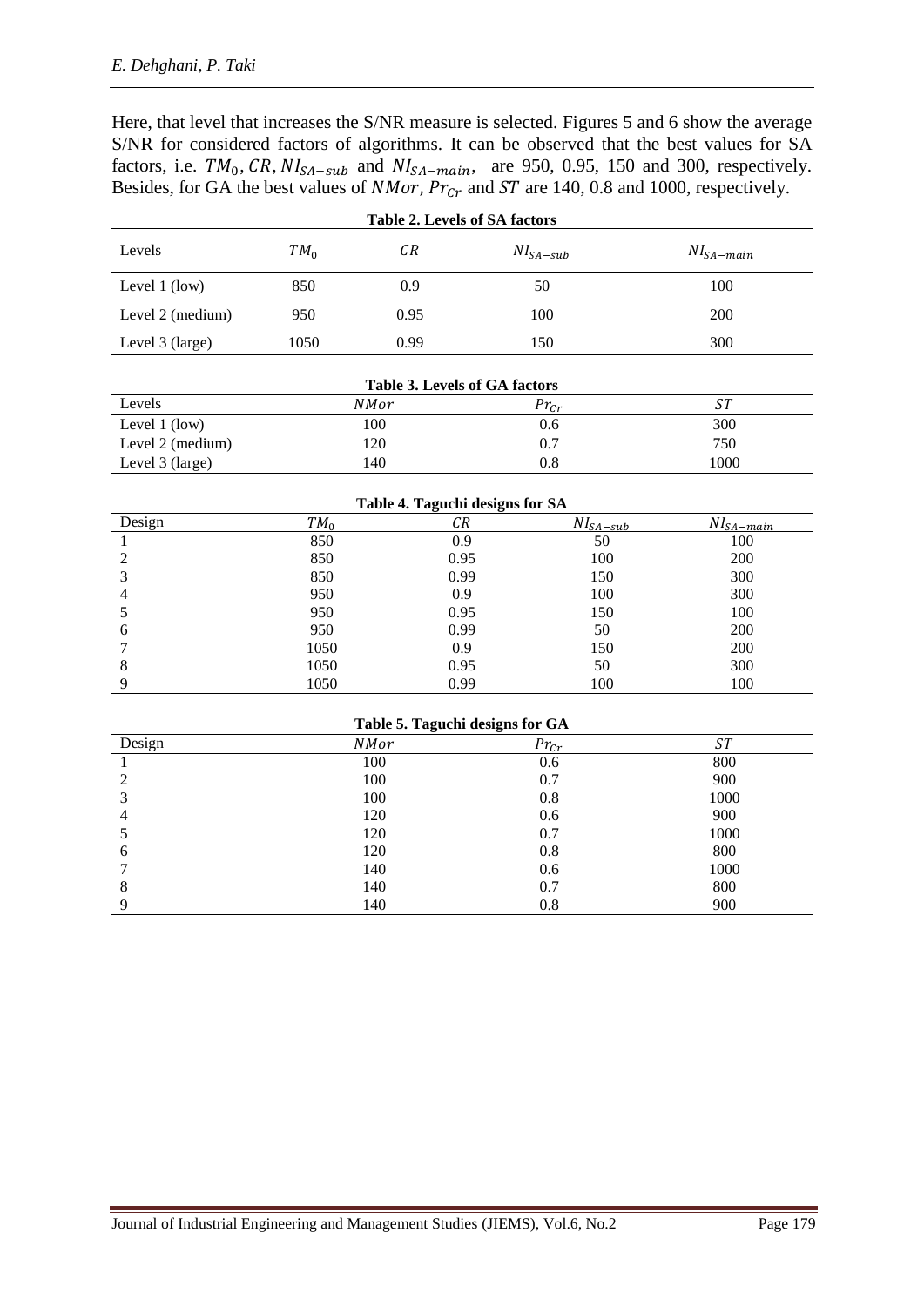Here, that level that increases the S/NR measure is selected. Figures 5 and 6 show the average S/NR for considered factors of algorithms. It can be observed that the best values for SA factors, i.e. $TM_0, CR, NI_{SA-sub}$ and $NI_{SA-main}$, are 950, 0.95, 150 and 300, respectively. Besides, for GA the best values of $NMor, Pr_{Cr}$ and $ST$ are 140, 0.8 and 1000, respectively.

**Table 2. Levels of SA factors**

| Levels | $TM_0$ | $CR$ | $NI_{SA-sub}$ | $NI_{SA-main}$ |
|---|---|---|---|---|
| Level 1 (low) | 850 | 0.9 | 50 | 100 |
| Level 2 (medium) | 950 | 0.95 | 100 | 200 |
| Level 3 (large) | 1050 | 0.99 | 150 | 300 |

**Table 3. Levels of GA factors**

| Levels | $NMor$ | $Pr_{Cr}$ | $ST$ |
|---|---|---|---|
| Level 1 (low) | 100 | 0.6 | 300 |
| Level 2 (medium) | 120 | 0.7 | 750 |
| Level 3 (large) | 140 | 0.8 | 1000 |

**Table 4. Taguchi designs for SA**

| Design | $TM_0$ | $CR$ | $NI_{SA-sub}$ | $NI_{SA-main}$ |
|---|---|---|---|---|
| 1 | 850 | 0.9 | 50 | 100 |
| 2 | 850 | 0.95 | 100 | 200 |
| 3 | 850 | 0.99 | 150 | 300 |
| 4 | 950 | 0.9 | 100 | 300 |
| 5 | 950 | 0.95 | 150 | 100 |
| 6 | 950 | 0.99 | 50 | 200 |
| 7 | 1050 | 0.9 | 150 | 200 |
| 8 | 1050 | 0.95 | 50 | 300 |
| 9 | 1050 | 0.99 | 100 | 100 |

**Table 5. Taguchi designs for GA**

| Design | $NMor$ | $Pr_{Cr}$ | $ST$ |
|---|---|---|---|
| 1 | 100 | 0.6 | 800 |
| 2 | 100 | 0.7 | 900 |
| 3 | 100 | 0.8 | 1000 |
| 4 | 120 | 0.6 | 900 |
| 5 | 120 | 0.7 | 1000 |
| 6 | 120 | 0.8 | 800 |
| 7 | 140 | 0.6 | 1000 |
| 8 | 140 | 0.7 | 800 |
| 9 | 140 | 0.8 | 900 |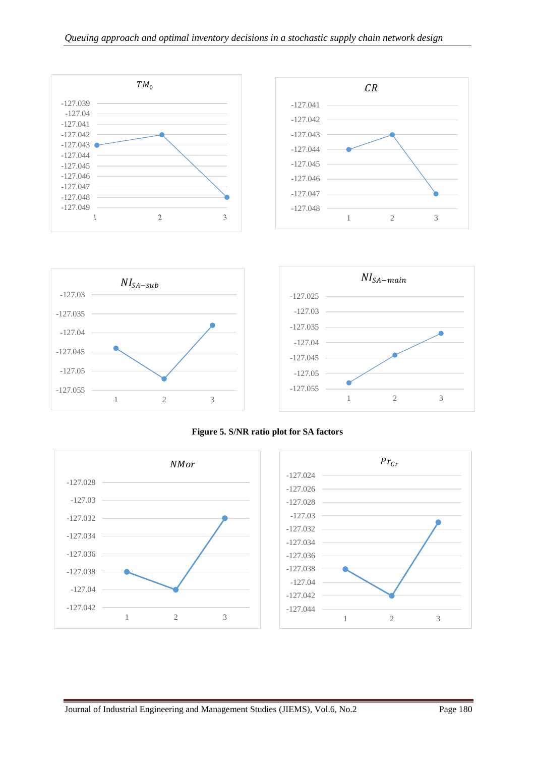**Figure 5. S/NR ratio plot for SA factors**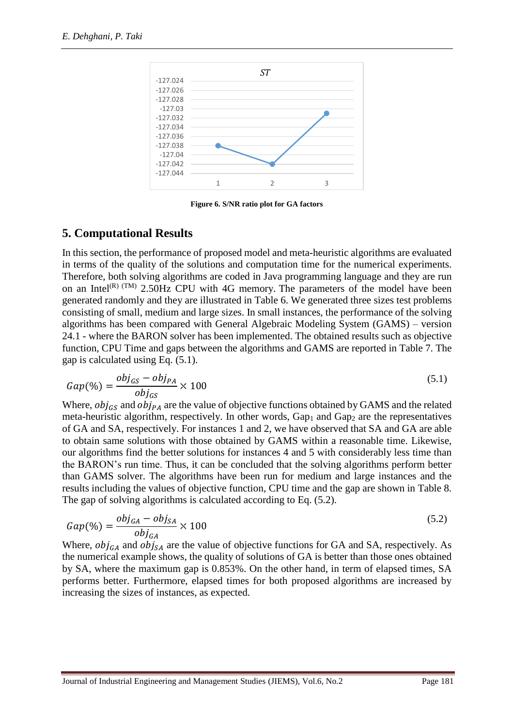**Figure 6. S/NR ratio plot for GA factors**

## 5. Computational Results

In this section, the performance of proposed model and meta-heuristic algorithms are evaluated in terms of the quality of the solutions and computation time for the numerical experiments. Therefore, both solving algorithms are coded in Java programming language and they are run on an Intel[(R) (TM)] 2.50Hz CPU with 4G memory. The parameters of the model have been generated randomly and they are illustrated in Table 6. We generated three sizes test problems consisting of small, medium and large sizes. In small instances, the performance of the solving algorithms has been compared with General Algebraic Modeling System (GAMS) – version 24.1 - where the BARON solver has been implemented. The obtained results such as objective function, CPU Time and gaps between the algorithms and GAMS are reported in Table 7. The gap is calculated using Eq. (5.1).

$$Gap(\%) = \frac{obj_{GS} - obj_{PA}}{obj_{GS}} \times 100 \tag{5.1}$$

Where, $obj_{GS}$ and $obj_{PA}$ are the value of objective functions obtained by GAMS and the related meta-heuristic algorithm, respectively. In other words, $Gap_1$ and $Gap_2$ are the representatives of GA and SA, respectively. For instances 1 and 2, we have observed that SA and GA are able to obtain same solutions with those obtained by GAMS within a reasonable time. Likewise, our algorithms find the better solutions for instances 4 and 5 with considerably less time than the BARON's run time. Thus, it can be concluded that the solving algorithms perform better than GAMS solver. The algorithms have been run for medium and large instances and the results including the values of objective function, CPU time and the gap are shown in Table 8. The gap of solving algorithms is calculated according to Eq. (5.2).

$$Gap(\%) = \frac{obj_{GA} - obj_{SA}}{obj_{GA}} \times 100 \tag{5.2}$$

Where, $obj_{GA}$ and $obj_{SA}$ are the value of objective functions for GA and SA, respectively. As the numerical example shows, the quality of solutions of GA is better than those ones obtained by SA, where the maximum gap is 0.853%. On the other hand, in term of elapsed times, SA performs better. Furthermore, elapsed times for both proposed algorithms are increased by increasing the sizes of instances, as expected.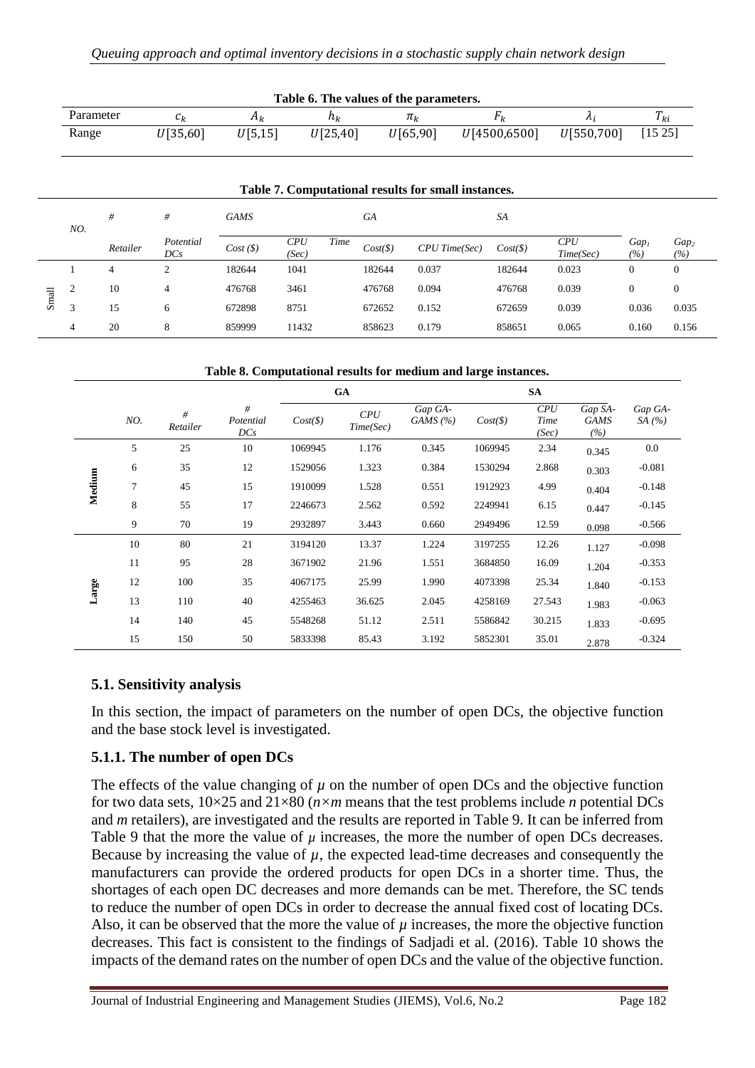**Table 6. The values of the parameters.**

| Parameter | $c_k$ | $A_k$ | $h_k$ | $\pi_k$ | $F_k$ | $\lambda_i$ | $T_{ki}$ |
|---|---|---|---|---|---|---|---|
| Range | $U[35,60]$ | $U[5,15]$ | $U[25,40]$ | $U[65,90]$ | $U[4500,6500]$ | $U[550,700]$ | [15 25] |

**Table 7. Computational results for small instances.**

| | NO. | # Retailer | # Potential DCs | GAMS Cost ($) | GAMS CPU Time (Sec) | GA Cost($) | GA CPU Time(Sec) | SA Cost($) | SA CPU Time(Sec) | $Gap_1$ (%) | $Gap_2$ (%) |
|---|---|---|---|---|---|---|---|---|---|---|---|
| Small | 1 | 4 | 2 | 182644 | 1041 | 182644 | 0.037 | 182644 | 0.023 | 0 | 0 |
| | 2 | 10 | 4 | 476768 | 3461 | 476768 | 0.094 | 476768 | 0.039 | 0 | 0 |
| | 3 | 15 | 6 | 672898 | 8751 | 672652 | 0.152 | 672659 | 0.039 | 0.036 | 0.035 |
| | 4 | 20 | 8 | 859999 | 11432 | 858623 | 0.179 | 858651 | 0.065 | 0.160 | 0.156 |

**Table 8. Computational results for medium and large instances.**

| | NO. | # Retailer | # Potential DCs | GA Cost($) | GA CPU Time(Sec) | Gap GA-GAMS (%) | SA Cost($) | SA CPU Time (Sec) | Gap SA-GAMS (%) | Gap GA-SA (%) |
|---|---|---|---|---|---|---|---|---|---|---|
| Medium | 5 | 25 | 10 | 1069945 | 1.176 | 0.345 | 1069945 | 2.34 | 0.345 | 0.0 |
| | 6 | 35 | 12 | 1529056 | 1.323 | 0.384 | 1530294 | 2.868 | 0.303 | -0.081 |
| | 7 | 45 | 15 | 1910099 | 1.528 | 0.551 | 1912923 | 4.99 | 0.404 | -0.148 |
| | 8 | 55 | 17 | 2246673 | 2.562 | 0.592 | 2249941 | 6.15 | 0.447 | -0.145 |
| | 9 | 70 | 19 | 2932897 | 3.443 | 0.660 | 2949496 | 12.59 | 0.098 | -0.566 |
| Large | 10 | 80 | 21 | 3194120 | 13.37 | 1.224 | 3197255 | 12.26 | 1.127 | -0.098 |
| | 11 | 95 | 28 | 3671902 | 21.96 | 1.551 | 3684850 | 16.09 | 1.204 | -0.353 |
| | 12 | 100 | 35 | 4067175 | 25.99 | 1.990 | 4073398 | 25.34 | 1.840 | -0.153 |
| | 13 | 110 | 40 | 4255463 | 36.625 | 2.045 | 4258169 | 27.543 | 1.983 | -0.063 |
| | 14 | 140 | 45 | 5548268 | 51.12 | 2.511 | 5586842 | 30.215 | 1.833 | -0.695 |
| | 15 | 150 | 50 | 5833398 | 85.43 | 3.192 | 5852301 | 35.01 | 2.878 | -0.324 |

## 5.1. Sensitivity analysis

In this section, the impact of parameters on the number of open DCs, the objective function and the base stock level is investigated.

### 5.1.1. The number of open DCs

The effects of the value changing of $\mu$ on the number of open DCs and the objective function for two data sets, 10×25 and 21×80 ($n \times m$ means that the test problems include $n$ potential DCs and $m$ retailers), are investigated and the results are reported in Table 9. It can be inferred from Table 9 that the more the value of $\mu$ increases, the more the number of open DCs decreases. Because by increasing the value of $\mu$, the expected lead-time decreases and consequently the manufacturers can provide the ordered products for open DCs in a shorter time. Thus, the shortages of each open DC decreases and more demands can be met. Therefore, the SC tends to reduce the number of open DCs in order to decrease the annual fixed cost of locating DCs. Also, it can be observed that the more the value of $\mu$ increases, the more the objective function decreases. This fact is consistent to the findings of Sadjadi et al. (2016). Table 10 shows the impacts of the demand rates on the number of open DCs and the value of the objective function.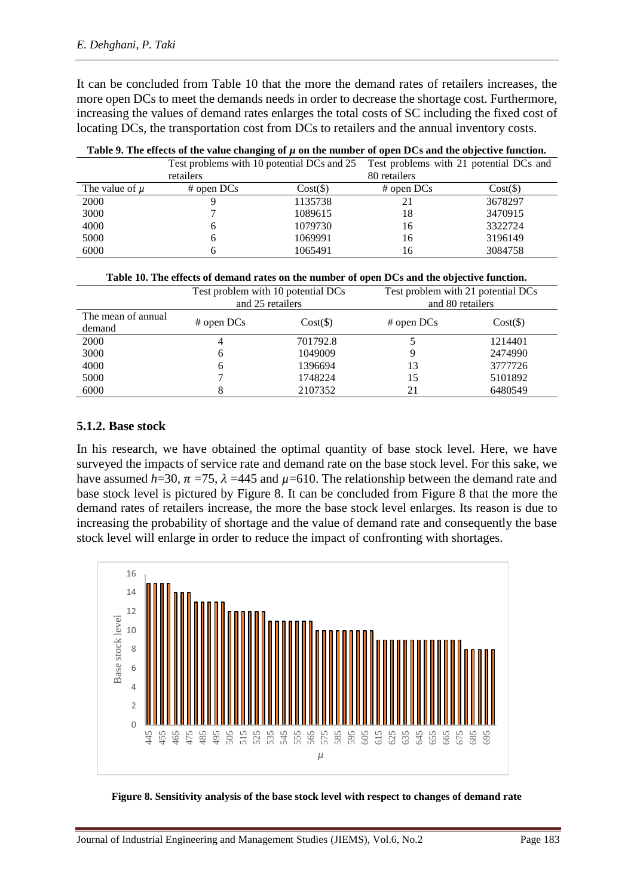It can be concluded from Table 10 that the more the demand rates of retailers increases, the more open DCs to meet the demands needs in order to decrease the shortage cost. Furthermore, increasing the values of demand rates enlarges the total costs of SC including the fixed cost of locating DCs, the transportation cost from DCs to retailers and the annual inventory costs.

**Table 9. The effects of the value changing of $\mu$ on the number of open DCs and the objective function.**

| | Test problems with 10 potential DCs and 25 retailers | | Test problems with 21 potential DCs and 80 retailers | |
|---|---|---|---|---|
| The value of $\mu$ | # open DCs | Cost($) | # open DCs | Cost($) |
| 2000 | 9 | 1135738 | 21 | 3678297 |
| 3000 | 7 | 1089615 | 18 | 3470915 |
| 4000 | 6 | 1079730 | 16 | 3322724 |
| 5000 | 6 | 1069991 | 16 | 3196149 |
| 6000 | 6 | 1065491 | 16 | 3084758 |

**Table 10. The effects of demand rates on the number of open DCs and the objective function.**

| | Test problem with 10 potential DCs and 25 retailers | | Test problem with 21 potential DCs and 80 retailers | |
|---|---|---|---|---|
| The mean of annual demand | # open DCs | Cost($) | # open DCs | Cost($) |
| 2000 | 4 | 701792.8 | 5 | 1214401 |
| 3000 | 6 | 1049009 | 9 | 2474990 |
| 4000 | 6 | 1396694 | 13 | 3777726 |
| 5000 | 7 | 1748224 | 15 | 5101892 |
| 6000 | 8 | 2107352 | 21 | 6480549 |

### 5.1.2. Base stock

In his research, we have obtained the optimal quantity of base stock level. Here, we have surveyed the impacts of service rate and demand rate on the base stock level. For this sake, we have assumed $h$=30, $\pi$ =75, $\lambda$ =445 and $\mu$=610. The relationship between the demand rate and base stock level is pictured by Figure 8. It can be concluded from Figure 8 that the more the demand rates of retailers increase, the more the base stock level enlarges. Its reason is due to increasing the probability of shortage and the value of demand rate and consequently the base stock level will enlarge in order to reduce the impact of confronting with shortages.

**Figure 8. Sensitivity analysis of the base stock level with respect to changes of demand rate**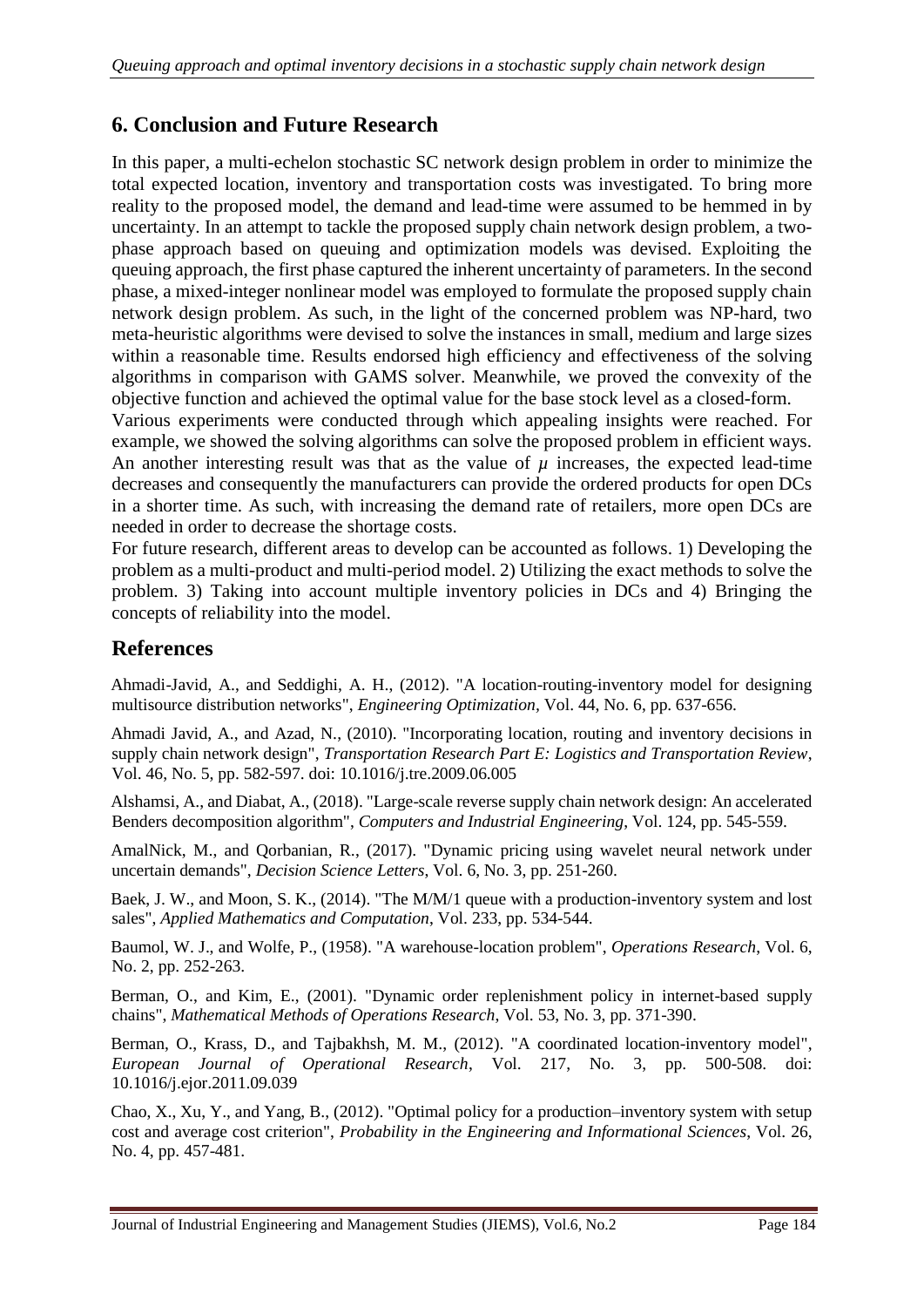## 6. Conclusion and Future Research

In this paper, a multi-echelon stochastic SC network design problem in order to minimize the total expected location, inventory and transportation costs was investigated. To bring more reality to the proposed model, the demand and lead-time were assumed to be hemmed in by uncertainty. In an attempt to tackle the proposed supply chain network design problem, a two-phase approach based on queuing and optimization models was devised. Exploiting the queuing approach, the first phase captured the inherent uncertainty of parameters. In the second phase, a mixed-integer nonlinear model was employed to formulate the proposed supply chain network design problem. As such, in the light of the concerned problem was NP-hard, two meta-heuristic algorithms were devised to solve the instances in small, medium and large sizes within a reasonable time. Results endorsed high efficiency and effectiveness of the solving algorithms in comparison with GAMS solver. Meanwhile, we proved the convexity of the objective function and achieved the optimal value for the base stock level as a closed-form.

Various experiments were conducted through which appealing insights were reached. For example, we showed the solving algorithms can solve the proposed problem in efficient ways. An another interesting result was that as the value of $\mu$ increases, the expected lead-time decreases and consequently the manufacturers can provide the ordered products for open DCs in a shorter time. As such, with increasing the demand rate of retailers, more open DCs are needed in order to decrease the shortage costs.

For future research, different areas to develop can be accounted as follows. 1) Developing the problem as a multi-product and multi-period model. 2) Utilizing the exact methods to solve the problem. 3) Taking into account multiple inventory policies in DCs and 4) Bringing the concepts of reliability into the model.

## References

Ahmadi-Javid, A., and Seddighi, A. H., (2012). "A location-routing-inventory model for designing multisource distribution networks", *Engineering Optimization*, Vol. 44, No. 6, pp. 637-656.

Ahmadi Javid, A., and Azad, N., (2010). "Incorporating location, routing and inventory decisions in supply chain network design", *Transportation Research Part E: Logistics and Transportation Review*, Vol. 46, No. 5, pp. 582-597. doi: 10.1016/j.tre.2009.06.005

Alshamsi, A., and Diabat, A., (2018). "Large-scale reverse supply chain network design: An accelerated Benders decomposition algorithm", *Computers and Industrial Engineering*, Vol. 124, pp. 545-559.

AmalNick, M., and Qorbanian, R., (2017). "Dynamic pricing using wavelet neural network under uncertain demands", *Decision Science Letters*, Vol. 6, No. 3, pp. 251-260.

Baek, J. W., and Moon, S. K., (2014). "The M/M/1 queue with a production-inventory system and lost sales", *Applied Mathematics and Computation*, Vol. 233, pp. 534-544.

Baumol, W. J., and Wolfe, P., (1958). "A warehouse-location problem", *Operations Research*, Vol. 6, No. 2, pp. 252-263.

Berman, O., and Kim, E., (2001). "Dynamic order replenishment policy in internet-based supply chains", *Mathematical Methods of Operations Research*, Vol. 53, No. 3, pp. 371-390.

Berman, O., Krass, D., and Tajbakhsh, M. M., (2012). "A coordinated location-inventory model", *European Journal of Operational Research*, Vol. 217, No. 3, pp. 500-508. doi: 10.1016/j.ejor.2011.09.039

Chao, X., Xu, Y., and Yang, B., (2012). "Optimal policy for a production–inventory system with setup cost and average cost criterion", *Probability in the Engineering and Informational Sciences*, Vol. 26, No. 4, pp. 457-481.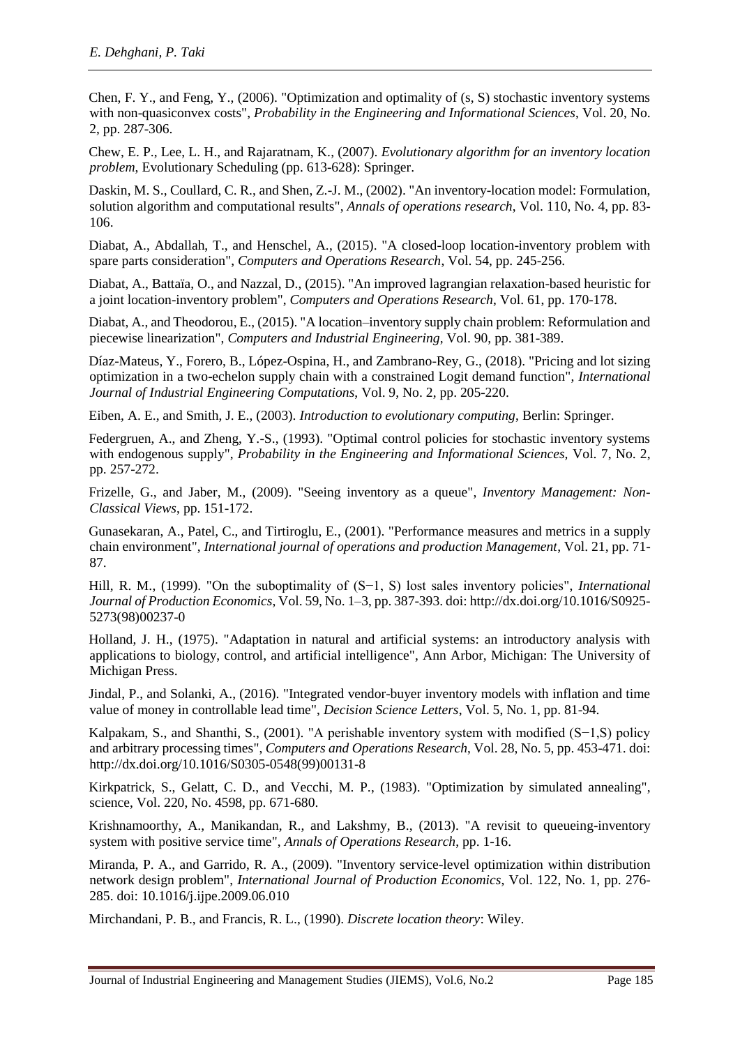Chen, F. Y., and Feng, Y., (2006). "Optimization and optimality of (s, S) stochastic inventory systems with non-quasiconvex costs", *Probability in the Engineering and Informational Sciences*, Vol. 20, No. 2, pp. 287-306.

Chew, E. P., Lee, L. H., and Rajaratnam, K., (2007). *Evolutionary algorithm for an inventory location problem*, Evolutionary Scheduling (pp. 613-628): Springer.

Daskin, M. S., Coullard, C. R., and Shen, Z.-J. M., (2002). "An inventory-location model: Formulation, solution algorithm and computational results", *Annals of operations research*, Vol. 110, No. 4, pp. 83-106.

Diabat, A., Abdallah, T., and Henschel, A., (2015). "A closed-loop location-inventory problem with spare parts consideration", *Computers and Operations Research*, Vol. 54, pp. 245-256.

Diabat, A., Battaïa, O., and Nazzal, D., (2015). "An improved lagrangian relaxation-based heuristic for a joint location-inventory problem", *Computers and Operations Research*, Vol. 61, pp. 170-178.

Diabat, A., and Theodorou, E., (2015). "A location–inventory supply chain problem: Reformulation and piecewise linearization", *Computers and Industrial Engineering*, Vol. 90, pp. 381-389.

Díaz-Mateus, Y., Forero, B., López-Ospina, H., and Zambrano-Rey, G., (2018). "Pricing and lot sizing optimization in a two-echelon supply chain with a constrained Logit demand function", *International Journal of Industrial Engineering Computations*, Vol. 9, No. 2, pp. 205-220.

Eiben, A. E., and Smith, J. E., (2003). *Introduction to evolutionary computing*, Berlin: Springer.

Federgruen, A., and Zheng, Y.-S., (1993). "Optimal control policies for stochastic inventory systems with endogenous supply", *Probability in the Engineering and Informational Sciences*, Vol. 7, No. 2, pp. 257-272.

Frizelle, G., and Jaber, M., (2009). "Seeing inventory as a queue", *Inventory Management: Non-Classical Views*, pp. 151-172.

Gunasekaran, A., Patel, C., and Tirtiroglu, E., (2001). "Performance measures and metrics in a supply chain environment", *International journal of operations and production Management*, Vol. 21, pp. 71-87.

Hill, R. M., (1999). "On the suboptimality of (S−1, S) lost sales inventory policies", *International Journal of Production Economics*, Vol. 59, No. 1–3, pp. 387-393. doi: http://dx.doi.org/10.1016/S0925-5273(98)00237-0

Holland, J. H., (1975). "Adaptation in natural and artificial systems: an introductory analysis with applications to biology, control, and artificial intelligence", Ann Arbor, Michigan: The University of Michigan Press.

Jindal, P., and Solanki, A., (2016). "Integrated vendor-buyer inventory models with inflation and time value of money in controllable lead time", *Decision Science Letters*, Vol. 5, No. 1, pp. 81-94.

Kalpakam, S., and Shanthi, S., (2001). "A perishable inventory system with modified (S−1,S) policy and arbitrary processing times", *Computers and Operations Research*, Vol. 28, No. 5, pp. 453-471. doi: http://dx.doi.org/10.1016/S0305-0548(99)00131-8

Kirkpatrick, S., Gelatt, C. D., and Vecchi, M. P., (1983). "Optimization by simulated annealing", science, Vol. 220, No. 4598, pp. 671-680.

Krishnamoorthy, A., Manikandan, R., and Lakshmy, B., (2013). "A revisit to queueing-inventory system with positive service time", *Annals of Operations Research*, pp. 1-16.

Miranda, P. A., and Garrido, R. A., (2009). "Inventory service-level optimization within distribution network design problem", *International Journal of Production Economics*, Vol. 122, No. 1, pp. 276-285. doi: 10.1016/j.ijpe.2009.06.010

Mirchandani, P. B., and Francis, R. L., (1990). *Discrete location theory*: Wiley.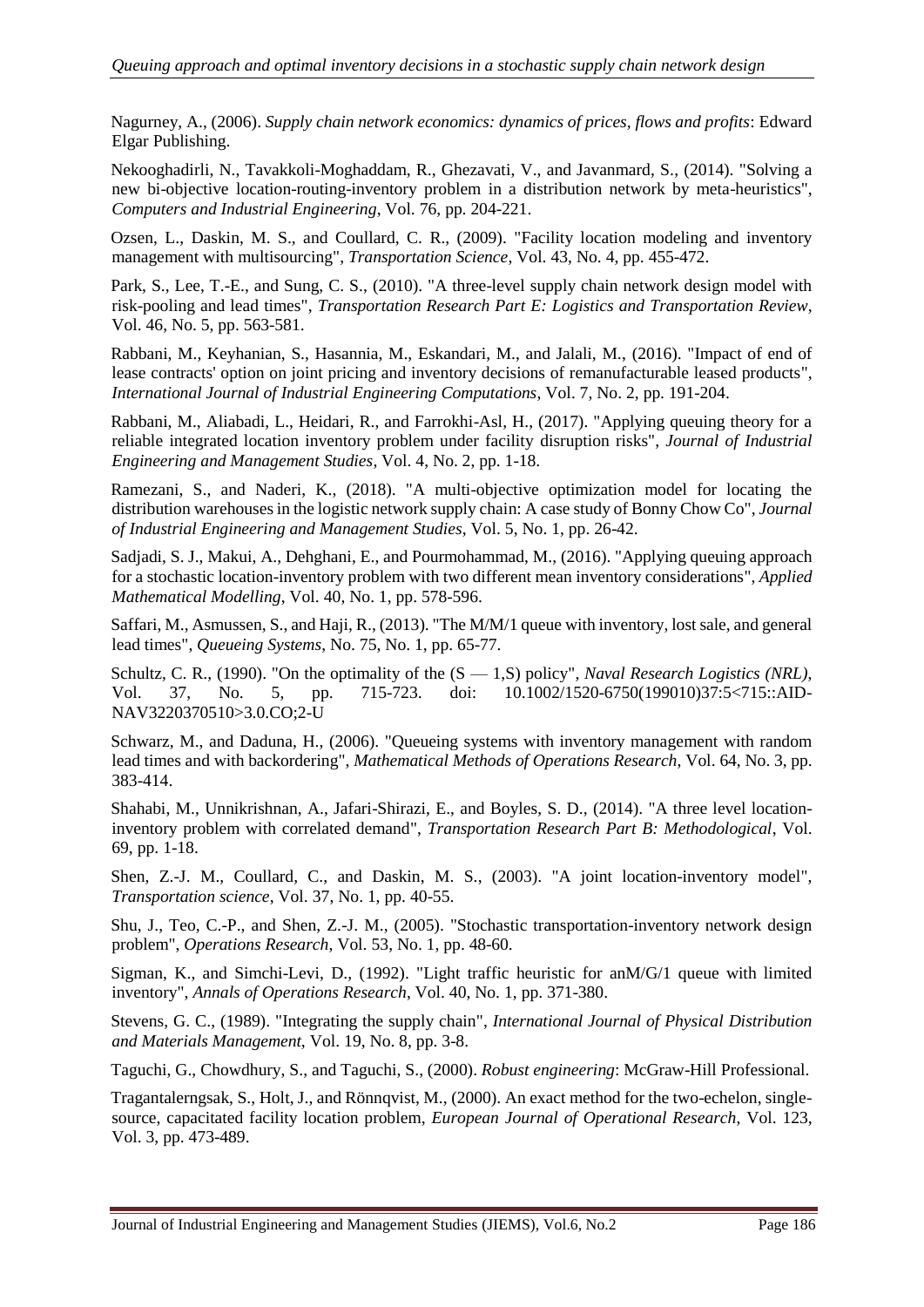Nagurney, A., (2006). *Supply chain network economics: dynamics of prices, flows and profits*: Edward Elgar Publishing.

Nekooghadirli, N., Tavakkoli-Moghaddam, R., Ghezavati, V., and Javanmard, S., (2014). "Solving a new bi-objective location-routing-inventory problem in a distribution network by meta-heuristics", *Computers and Industrial Engineering*, Vol. 76, pp. 204-221.

Ozsen, L., Daskin, M. S., and Coullard, C. R., (2009). "Facility location modeling and inventory management with multisourcing", *Transportation Science*, Vol. 43, No. 4, pp. 455-472.

Park, S., Lee, T.-E., and Sung, C. S., (2010). "A three-level supply chain network design model with risk-pooling and lead times", *Transportation Research Part E: Logistics and Transportation Review*, Vol. 46, No. 5, pp. 563-581.

Rabbani, M., Keyhanian, S., Hasannia, M., Eskandari, M., and Jalali, M., (2016). "Impact of end of lease contracts' option on joint pricing and inventory decisions of remanufacturable leased products", *International Journal of Industrial Engineering Computations*, Vol. 7, No. 2, pp. 191-204.

Rabbani, M., Aliabadi, L., Heidari, R., and Farrokhi-Asl, H., (2017). "Applying queuing theory for a reliable integrated location inventory problem under facility disruption risks", *Journal of Industrial Engineering and Management Studies*, Vol. 4, No. 2, pp. 1-18.

Ramezani, S., and Naderi, K., (2018). "A multi-objective optimization model for locating the distribution warehouses in the logistic network supply chain: A case study of Bonny Chow Co", *Journal of Industrial Engineering and Management Studies*, Vol. 5, No. 1, pp. 26-42.

Sadjadi, S. J., Makui, A., Dehghani, E., and Pourmohammad, M., (2016). "Applying queuing approach for a stochastic location-inventory problem with two different mean inventory considerations", *Applied Mathematical Modelling*, Vol. 40, No. 1, pp. 578-596.

Saffari, M., Asmussen, S., and Haji, R., (2013). "The M/M/1 queue with inventory, lost sale, and general lead times", *Queueing Systems*, No. 75, No. 1, pp. 65-77.

Schultz, C. R., (1990). "On the optimality of the (S — 1,S) policy", *Naval Research Logistics (NRL)*, Vol. 37, No. 5, pp. 715-723. doi: 10.1002/1520-6750(199010)37:5<715::AID-NAV3220370510>3.0.CO;2-U

Schwarz, M., and Daduna, H., (2006). "Queueing systems with inventory management with random lead times and with backordering", *Mathematical Methods of Operations Research*, Vol. 64, No. 3, pp. 383-414.

Shahabi, M., Unnikrishnan, A., Jafari-Shirazi, E., and Boyles, S. D., (2014). "A three level location-inventory problem with correlated demand", *Transportation Research Part B: Methodological*, Vol. 69, pp. 1-18.

Shen, Z.-J. M., Coullard, C., and Daskin, M. S., (2003). "A joint location-inventory model", *Transportation science*, Vol. 37, No. 1, pp. 40-55.

Shu, J., Teo, C.-P., and Shen, Z.-J. M., (2005). "Stochastic transportation-inventory network design problem", *Operations Research*, Vol. 53, No. 1, pp. 48-60.

Sigman, K., and Simchi-Levi, D., (1992). "Light traffic heuristic for anM/G/1 queue with limited inventory", *Annals of Operations Research*, Vol. 40, No. 1, pp. 371-380.

Stevens, G. C., (1989). "Integrating the supply chain", *International Journal of Physical Distribution and Materials Management*, Vol. 19, No. 8, pp. 3-8.

Taguchi, G., Chowdhury, S., and Taguchi, S., (2000). *Robust engineering*: McGraw-Hill Professional.

Tragantalerngsak, S., Holt, J., and Rönnqvist, M., (2000). An exact method for the two-echelon, single-source, capacitated facility location problem, *European Journal of Operational Research*, Vol. 123, Vol. 3, pp. 473-489.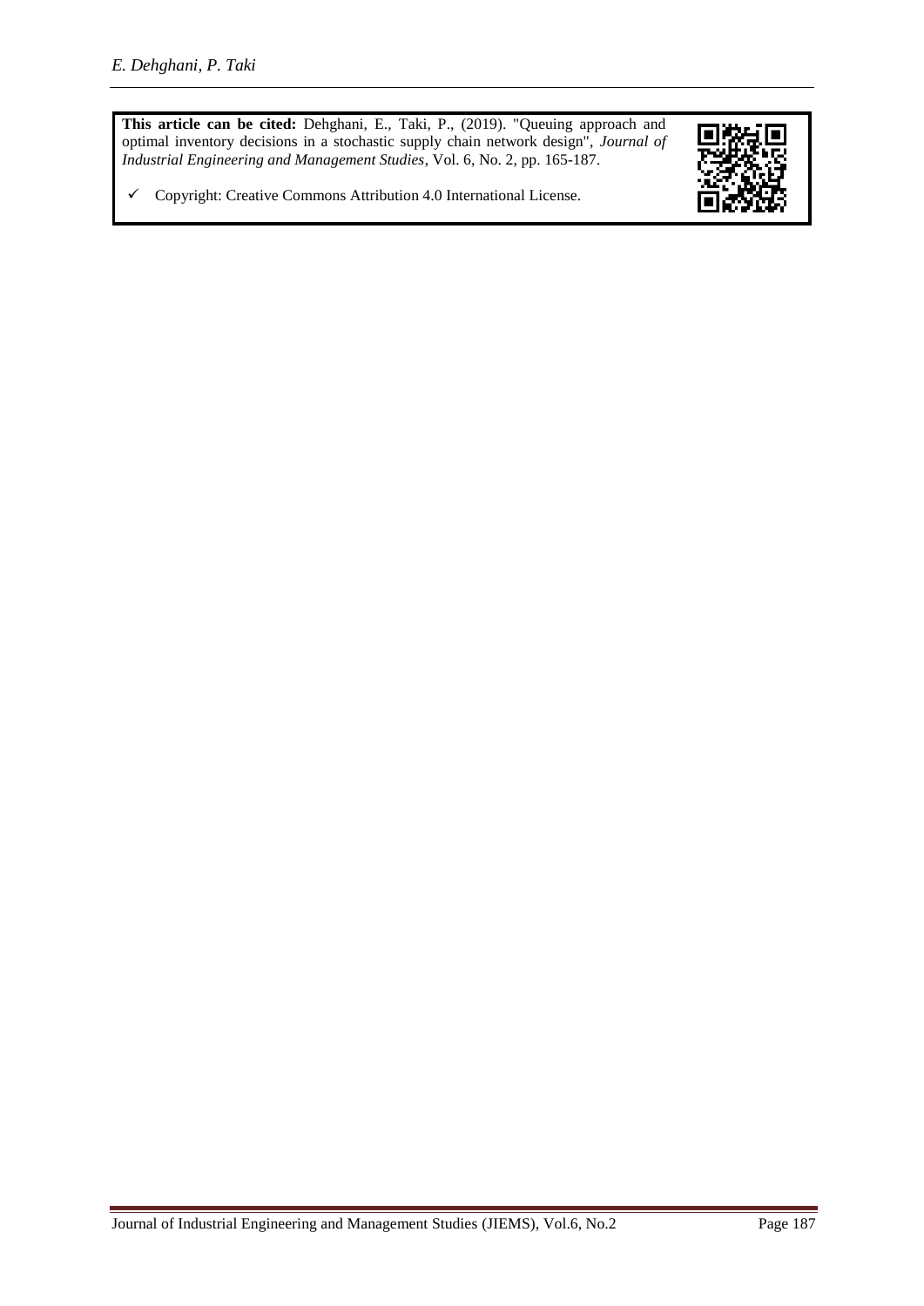**This article can be cited:** Dehghani, E., Taki, P., (2019). "Queuing approach and optimal inventory decisions in a stochastic supply chain network design", *Journal of Industrial Engineering and Management Studies*, Vol. 6, No. 2, pp. 165-187.

- ✓ Copyright: Creative Commons Attribution 4.0 International License.